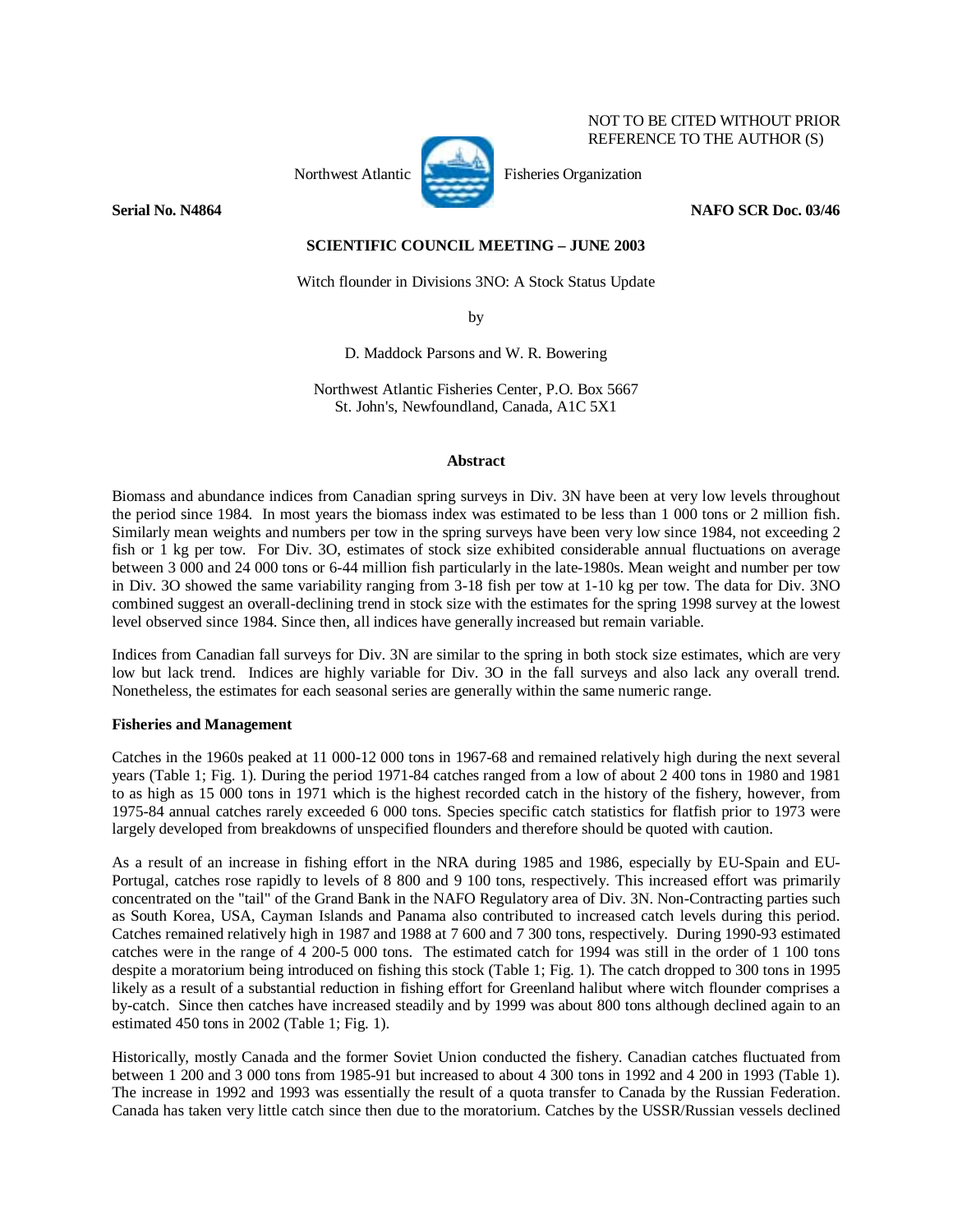NOT TO BE CITED WITHOUT PRIOR REFERENCE TO THE AUTHOR (S)

Northwest Atlantic Fisheries Organization

**Serial No. N4864** **NAFO SCR Doc. 03/46**

**SCIENTIFIC COUNCIL MEETING – JUNE 2003**

Witch flounder in Divisions 3NO: A Stock Status Update

by

D. Maddock Parsons and W. R. Bowering

Northwest Atlantic Fisheries Center, P.O. Box 5667
St. John's, Newfoundland, Canada, A1C 5X1

## Abstract

Biomass and abundance indices from Canadian spring surveys in Div. 3N have been at very low levels throughout the period since 1984. In most years the biomass index was estimated to be less than 1 000 tons or 2 million fish. Similarly mean weights and numbers per tow in the spring surveys have been very low since 1984, not exceeding 2 fish or 1 kg per tow. For Div. 3O, estimates of stock size exhibited considerable annual fluctuations on average between 3 000 and 24 000 tons or 6-44 million fish particularly in the late-1980s. Mean weight and number per tow in Div. 3O showed the same variability ranging from 3-18 fish per tow at 1-10 kg per tow. The data for Div. 3NO combined suggest an overall-declining trend in stock size with the estimates for the spring 1998 survey at the lowest level observed since 1984. Since then, all indices have generally increased but remain variable.

Indices from Canadian fall surveys for Div. 3N are similar to the spring in both stock size estimates, which are very low but lack trend. Indices are highly variable for Div. 3O in the fall surveys and also lack any overall trend. Nonetheless, the estimates for each seasonal series are generally within the same numeric range.

**Fisheries and Management**

Catches in the 1960s peaked at 11 000-12 000 tons in 1967-68 and remained relatively high during the next several years (Table 1; Fig. 1). During the period 1971-84 catches ranged from a low of about 2 400 tons in 1980 and 1981 to as high as 15 000 tons in 1971 which is the highest recorded catch in the history of the fishery, however, from 1975-84 annual catches rarely exceeded 6 000 tons. Species specific catch statistics for flatfish prior to 1973 were largely developed from breakdowns of unspecified flounders and therefore should be quoted with caution.

As a result of an increase in fishing effort in the NRA during 1985 and 1986, especially by EU-Spain and EU-Portugal, catches rose rapidly to levels of 8 800 and 9 100 tons, respectively. This increased effort was primarily concentrated on the "tail" of the Grand Bank in the NAFO Regulatory area of Div. 3N. Non-Contracting parties such as South Korea, USA, Cayman Islands and Panama also contributed to increased catch levels during this period. Catches remained relatively high in 1987 and 1988 at 7 600 and 7 300 tons, respectively. During 1990-93 estimated catches were in the range of 4 200-5 000 tons. The estimated catch for 1994 was still in the order of 1 100 tons despite a moratorium being introduced on fishing this stock (Table 1; Fig. 1). The catch dropped to 300 tons in 1995 likely as a result of a substantial reduction in fishing effort for Greenland halibut where witch flounder comprises a by-catch. Since then catches have increased steadily and by 1999 was about 800 tons although declined again to an estimated 450 tons in 2002 (Table 1; Fig. 1).

Historically, mostly Canada and the former Soviet Union conducted the fishery. Canadian catches fluctuated from between 1 200 and 3 000 tons from 1985-91 but increased to about 4 300 tons in 1992 and 4 200 in 1993 (Table 1). The increase in 1992 and 1993 was essentially the result of a quota transfer to Canada by the Russian Federation. Canada has taken very little catch since then due to the moratorium. Catches by the USSR/Russian vessels declined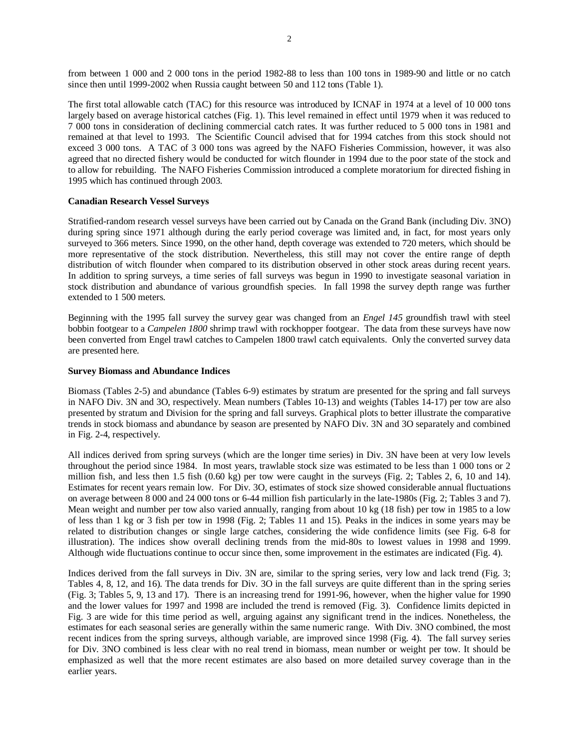from between 1 000 and 2 000 tons in the period 1982-88 to less than 100 tons in 1989-90 and little or no catch since then until 1999-2002 when Russia caught between 50 and 112 tons (Table 1).

The first total allowable catch (TAC) for this resource was introduced by ICNAF in 1974 at a level of 10 000 tons largely based on average historical catches (Fig. 1). This level remained in effect until 1979 when it was reduced to 7 000 tons in consideration of declining commercial catch rates. It was further reduced to 5 000 tons in 1981 and remained at that level to 1993. The Scientific Council advised that for 1994 catches from this stock should not exceed 3 000 tons. A TAC of 3 000 tons was agreed by the NAFO Fisheries Commission, however, it was also agreed that no directed fishery would be conducted for witch flounder in 1994 due to the poor state of the stock and to allow for rebuilding. The NAFO Fisheries Commission introduced a complete moratorium for directed fishing in 1995 which has continued through 2003.

**Canadian Research Vessel Surveys**

Stratified-random research vessel surveys have been carried out by Canada on the Grand Bank (including Div. 3NO) during spring since 1971 although during the early period coverage was limited and, in fact, for most years only surveyed to 366 meters. Since 1990, on the other hand, depth coverage was extended to 720 meters, which should be more representative of the stock distribution. Nevertheless, this still may not cover the entire range of depth distribution of witch flounder when compared to its distribution observed in other stock areas during recent years. In addition to spring surveys, a time series of fall surveys was begun in 1990 to investigate seasonal variation in stock distribution and abundance of various groundfish species. In fall 1998 the survey depth range was further extended to 1 500 meters.

Beginning with the 1995 fall survey the survey gear was changed from an *Engel 145* groundfish trawl with steel bobbin footgear to a *Campelen 1800* shrimp trawl with rockhopper footgear. The data from these surveys have now been converted from Engel trawl catches to Campelen 1800 trawl catch equivalents. Only the converted survey data are presented here.

**Survey Biomass and Abundance Indices**

Biomass (Tables 2-5) and abundance (Tables 6-9) estimates by stratum are presented for the spring and fall surveys in NAFO Div. 3N and 3O, respectively. Mean numbers (Tables 10-13) and weights (Tables 14-17) per tow are also presented by stratum and Division for the spring and fall surveys. Graphical plots to better illustrate the comparative trends in stock biomass and abundance by season are presented by NAFO Div. 3N and 3O separately and combined in Fig. 2-4, respectively.

All indices derived from spring surveys (which are the longer time series) in Div. 3N have been at very low levels throughout the period since 1984. In most years, trawlable stock size was estimated to be less than 1 000 tons or 2 million fish, and less then 1.5 fish (0.60 kg) per tow were caught in the surveys (Fig. 2; Tables 2, 6, 10 and 14). Estimates for recent years remain low. For Div. 3O, estimates of stock size showed considerable annual fluctuations on average between 8 000 and 24 000 tons or 6-44 million fish particularly in the late-1980s (Fig. 2; Tables 3 and 7). Mean weight and number per tow also varied annually, ranging from about 10 kg (18 fish) per tow in 1985 to a low of less than 1 kg or 3 fish per tow in 1998 (Fig. 2; Tables 11 and 15). Peaks in the indices in some years may be related to distribution changes or single large catches, considering the wide confidence limits (see Fig. 6-8 for illustration). The indices show overall declining trends from the mid-80s to lowest values in 1998 and 1999. Although wide fluctuations continue to occur since then, some improvement in the estimates are indicated (Fig. 4).

Indices derived from the fall surveys in Div. 3N are, similar to the spring series, very low and lack trend (Fig. 3; Tables 4, 8, 12, and 16). The data trends for Div. 3O in the fall surveys are quite different than in the spring series (Fig. 3; Tables 5, 9, 13 and 17). There is an increasing trend for 1991-96, however, when the higher value for 1990 and the lower values for 1997 and 1998 are included the trend is removed (Fig. 3). Confidence limits depicted in Fig. 3 are wide for this time period as well, arguing against any significant trend in the indices. Nonetheless, the estimates for each seasonal series are generally within the same numeric range. With Div. 3NO combined, the most recent indices from the spring surveys, although variable, are improved since 1998 (Fig. 4). The fall survey series for Div. 3NO combined is less clear with no real trend in biomass, mean number or weight per tow. It should be emphasized as well that the more recent estimates are also based on more detailed survey coverage than in the earlier years.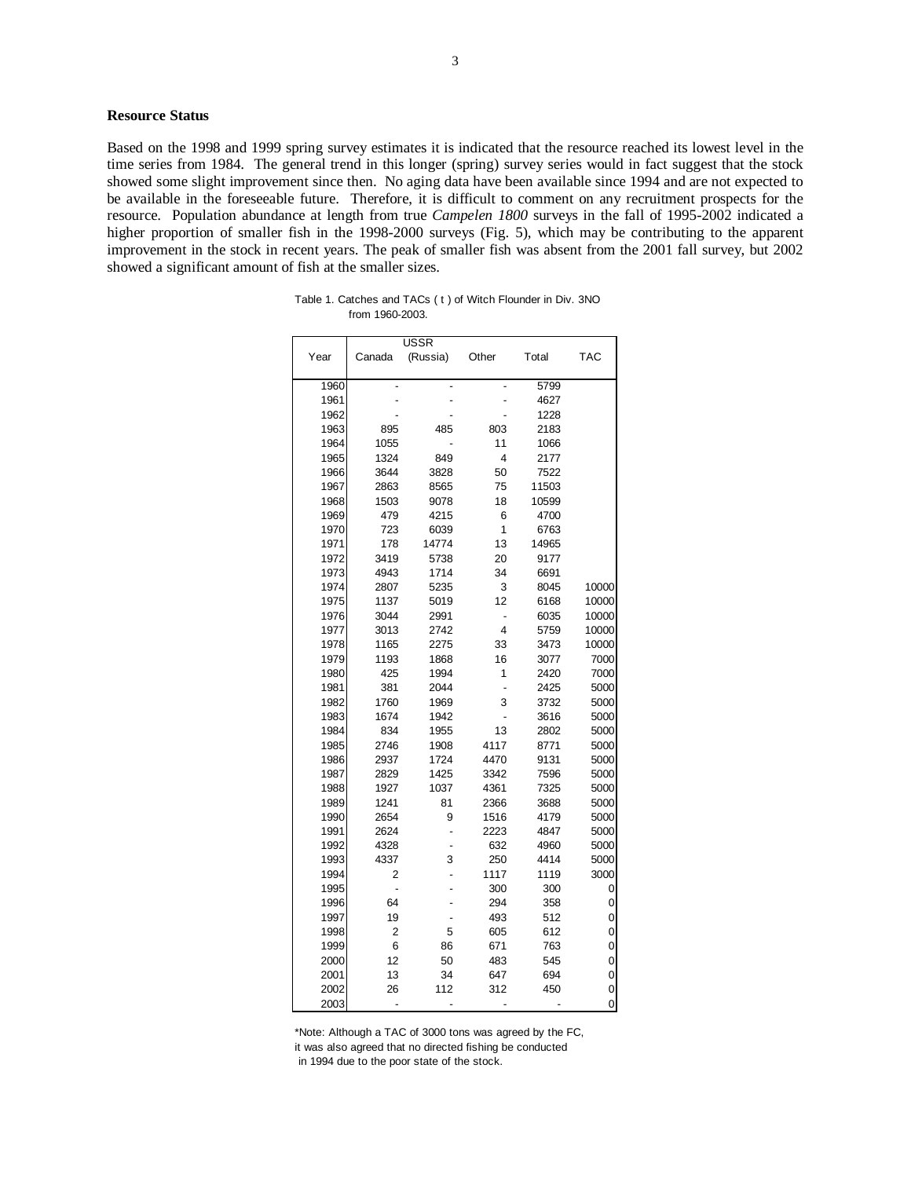**Resource Status**

Based on the 1998 and 1999 spring survey estimates it is indicated that the resource reached its lowest level in the time series from 1984. The general trend in this longer (spring) survey series would in fact suggest that the stock showed some slight improvement since then. No aging data have been available since 1994 and are not expected to be available in the foreseeable future. Therefore, it is difficult to comment on any recruitment prospects for the resource. Population abundance at length from true *Campelen 1800* surveys in the fall of 1995-2002 indicated a higher proportion of smaller fish in the 1998-2000 surveys (Fig. 5), which may be contributing to the apparent improvement in the stock in recent years. The peak of smaller fish was absent from the 2001 fall survey, but 2002 showed a significant amount of fish at the smaller sizes.

Table 1. Catches and TACs ( t ) of Witch Flounder in Div. 3NO from 1960-2003.

| Year | Canada | USSR (Russia) | Other | Total | TAC |
|---|---|---|---|---|---|
| 1960 | - | - | - | 5799 | |
| 1961 | - | - | - | 4627 | |
| 1962 | - | - | - | 1228 | |
| 1963 | 895 | 485 | 803 | 2183 | |
| 1964 | 1055 | - | 11 | 1066 | |
| 1965 | 1324 | 849 | 4 | 2177 | |
| 1966 | 3644 | 3828 | 50 | 7522 | |
| 1967 | 2863 | 8565 | 75 | 11503 | |
| 1968 | 1503 | 9078 | 18 | 10599 | |
| 1969 | 479 | 4215 | 6 | 4700 | |
| 1970 | 723 | 6039 | 1 | 6763 | |
| 1971 | 178 | 14774 | 13 | 14965 | |
| 1972 | 3419 | 5738 | 20 | 9177 | |
| 1973 | 4943 | 1714 | 34 | 6691 | |
| 1974 | 2807 | 5235 | 3 | 8045 | 10000 |
| 1975 | 1137 | 5019 | 12 | 6168 | 10000 |
| 1976 | 3044 | 2991 | - | 6035 | 10000 |
| 1977 | 3013 | 2742 | 4 | 5759 | 10000 |
| 1978 | 1165 | 2275 | 33 | 3473 | 10000 |
| 1979 | 1193 | 1868 | 16 | 3077 | 7000 |
| 1980 | 425 | 1994 | 1 | 2420 | 7000 |
| 1981 | 381 | 2044 | - | 2425 | 5000 |
| 1982 | 1760 | 1969 | 3 | 3732 | 5000 |
| 1983 | 1674 | 1942 | - | 3616 | 5000 |
| 1984 | 834 | 1955 | 13 | 2802 | 5000 |
| 1985 | 2746 | 1908 | 4117 | 8771 | 5000 |
| 1986 | 2937 | 1724 | 4470 | 9131 | 5000 |
| 1987 | 2829 | 1425 | 3342 | 7596 | 5000 |
| 1988 | 1927 | 1037 | 4361 | 7325 | 5000 |
| 1989 | 1241 | 81 | 2366 | 3688 | 5000 |
| 1990 | 2654 | 9 | 1516 | 4179 | 5000 |
| 1991 | 2624 | - | 2223 | 4847 | 5000 |
| 1992 | 4328 | - | 632 | 4960 | 5000 |
| 1993 | 4337 | 3 | 250 | 4414 | 5000 |
| 1994 | 2 | - | 1117 | 1119 | 3000 |
| 1995 | - | - | 300 | 300 | 0 |
| 1996 | 64 | - | 294 | 358 | 0 |
| 1997 | 19 | - | 493 | 512 | 0 |
| 1998 | 2 | 5 | 605 | 612 | 0 |
| 1999 | 6 | 86 | 671 | 763 | 0 |
| 2000 | 12 | 50 | 483 | 545 | 0 |
| 2001 | 13 | 34 | 647 | 694 | 0 |
| 2002 | 26 | 112 | 312 | 450 | 0 |
| 2003 | - | - | - | - | 0 |

*Note: Although a TAC of 3000 tons was agreed by the FC, it was also agreed that no directed fishing be conducted in 1994 due to the poor state of the stock.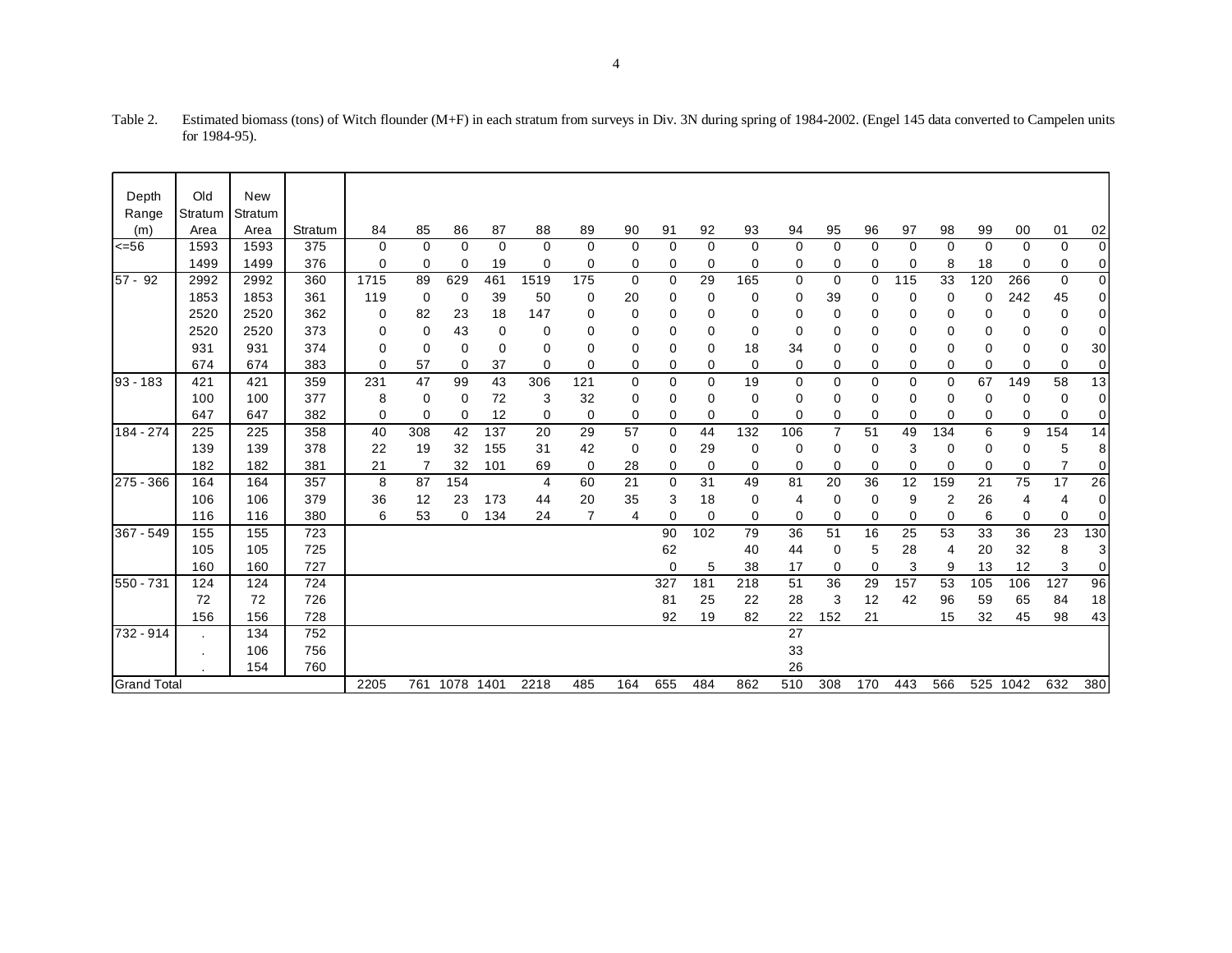Table 2. Estimated biomass (tons) of Witch flounder (M+F) in each stratum from surveys in Div. 3N during spring of 1984-2002. (Engel 145 data converted to Campelen units for 1984-95).

| Depth Range (m) | Old Stratum Area | New Stratum Area | Stratum | 84 | 85 | 86 | 87 | 88 | 89 | 90 | 91 | 92 | 93 | 94 | 95 | 96 | 97 | 98 | 99 | 00 | 01 | 02 |
|---|---|---|---|---|---|---|---|---|---|---|---|---|---|---|---|---|---|---|---|---|---|---|
| <=56 | 1593 | 1593 | 375 | 0 | 0 | 0 | 0 | 0 | 0 | 0 | 0 | 0 | 0 | 0 | 0 | 0 | 0 | 0 | 0 | 0 | 0 | 0 |
| | 1499 | 1499 | 376 | 0 | 0 | 0 | 19 | 0 | 0 | 0 | 0 | 0 | 0 | 0 | 0 | 0 | 0 | 8 | 18 | 0 | 0 | 0 |
| 57 - 92 | 2992 | 2992 | 360 | 1715 | 89 | 629 | 461 | 1519 | 175 | 0 | 0 | 29 | 165 | 0 | 0 | 0 | 115 | 33 | 120 | 266 | 0 | 0 |
| | 1853 | 1853 | 361 | 119 | 0 | 0 | 39 | 50 | 0 | 20 | 0 | 0 | 0 | 0 | 39 | 0 | 0 | 0 | 0 | 242 | 45 | 0 |
| | 2520 | 2520 | 362 | 0 | 82 | 23 | 18 | 147 | 0 | 0 | 0 | 0 | 0 | 0 | 0 | 0 | 0 | 0 | 0 | 0 | 0 | 0 |
| | 2520 | 2520 | 373 | 0 | 0 | 43 | 0 | 0 | 0 | 0 | 0 | 0 | 0 | 0 | 0 | 0 | 0 | 0 | 0 | 0 | 0 | 0 |
| | 931 | 931 | 374 | 0 | 0 | 0 | 0 | 0 | 0 | 0 | 0 | 0 | 18 | 34 | 0 | 0 | 0 | 0 | 0 | 0 | 0 | 30 |
| | 674 | 674 | 383 | 0 | 57 | 0 | 37 | 0 | 0 | 0 | 0 | 0 | 0 | 0 | 0 | 0 | 0 | 0 | 0 | 0 | 0 | 0 |
| 93 - 183 | 421 | 421 | 359 | 231 | 47 | 99 | 43 | 306 | 121 | 0 | 0 | 0 | 19 | 0 | 0 | 0 | 0 | 0 | 67 | 149 | 58 | 13 |
| | 100 | 100 | 377 | 8 | 0 | 0 | 72 | 3 | 32 | 0 | 0 | 0 | 0 | 0 | 0 | 0 | 0 | 0 | 0 | 0 | 0 | 0 |
| | 647 | 647 | 382 | 0 | 0 | 0 | 12 | 0 | 0 | 0 | 0 | 0 | 0 | 0 | 0 | 0 | 0 | 0 | 0 | 0 | 0 | 0 |
| 184 - 274 | 225 | 225 | 358 | 40 | 308 | 42 | 137 | 20 | 29 | 57 | 0 | 44 | 132 | 106 | 7 | 51 | 49 | 134 | 6 | 9 | 154 | 14 |
| | 139 | 139 | 378 | 22 | 19 | 32 | 155 | 31 | 42 | 0 | 0 | 29 | 0 | 0 | 0 | 0 | 3 | 0 | 0 | 0 | 5 | 8 |
| | 182 | 182 | 381 | 21 | 7 | 32 | 101 | 69 | 0 | 28 | 0 | 0 | 0 | 0 | 0 | 0 | 0 | 0 | 0 | 0 | 7 | 0 |
| 275 - 366 | 164 | 164 | 357 | 8 | 87 | 154 | | 4 | 60 | 21 | 0 | 31 | 49 | 81 | 20 | 36 | 12 | 159 | 21 | 75 | 17 | 26 |
| | 106 | 106 | 379 | 36 | 12 | 23 | 173 | 44 | 20 | 35 | 3 | 18 | 0 | 4 | 0 | 0 | 9 | 2 | 26 | 4 | 4 | 0 |
| | 116 | 116 | 380 | 6 | 53 | 0 | 134 | 24 | 7 | 4 | 0 | 0 | 0 | 0 | 0 | 0 | 0 | 0 | 6 | 0 | 0 | 0 |
| 367 - 549 | 155 | 155 | 723 | | | | | | | | 90 | 102 | 79 | 36 | 51 | 16 | 25 | 53 | 33 | 36 | 23 | 130 |
| | 105 | 105 | 725 | | | | | | | | 62 | | 40 | 44 | 0 | 5 | 28 | 4 | 20 | 32 | 8 | 3 |
| | 160 | 160 | 727 | | | | | | | | 0 | 5 | 38 | 17 | 0 | 0 | 3 | 9 | 13 | 12 | 3 | 0 |
| 550 - 731 | 124 | 124 | 724 | | | | | | | | 327 | 181 | 218 | 51 | 36 | 29 | 157 | 53 | 105 | 106 | 127 | 96 |
| | 72 | 72 | 726 | | | | | | | | 81 | 25 | 22 | 28 | 3 | 12 | 42 | 96 | 59 | 65 | 84 | 18 |
| | 156 | 156 | 728 | | | | | | | | 92 | 19 | 82 | 22 | 152 | 21 | | 15 | 32 | 45 | 98 | 43 |
| 732 - 914 | . | 134 | 752 | | | | | | | | | | | 27 | | | | | | | | |
| | . | 106 | 756 | | | | | | | | | | | 33 | | | | | | | | |
| | . | 154 | 760 | | | | | | | | | | | 26 | | | | | | | | |
| Grand Total | | | | 2205 | 761 | 1078 | 1401 | 2218 | 485 | 164 | 655 | 484 | 862 | 510 | 308 | 170 | 443 | 566 | 525 | 1042 | 632 | 380 |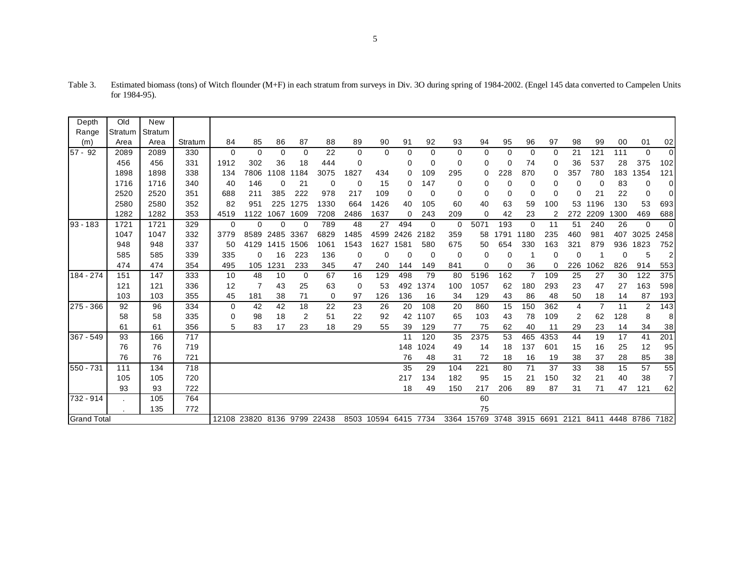Table 3. Estimated biomass (tons) of Witch flounder (M+F) in each stratum from surveys in Div. 3O during spring of 1984-2002. (Engel 145 data converted to Campelen Units for 1984-95).

| Depth Range (m) | Old Stratum Area | New Stratum Area | Stratum | 84 | 85 | 86 | 87 | 88 | 89 | 90 | 91 | 92 | 93 | 94 | 95 | 96 | 97 | 98 | 99 | 00 | 01 | 02 |
|---|---|---|---|---|---|---|---|---|---|---|---|---|---|---|---|---|---|---|---|---|---|---|
| 57 - 92 | 2089 | 2089 | 330 | 0 | 0 | 0 | 0 | 22 | 0 | 0 | 0 | 0 | 0 | 0 | 0 | 0 | 0 | 21 | 121 | 111 | 0 | 0 |
| | 456 | 456 | 331 | 1912 | 302 | 36 | 18 | 444 | 0 | | 0 | 0 | 0 | 0 | 0 | 74 | 0 | 36 | 537 | 28 | 375 | 102 |
| | 1898 | 1898 | 338 | 134 | 7806 | 1108 | 1184 | 3075 | 1827 | 434 | 0 | 109 | 295 | 0 | 228 | 870 | 0 | 357 | 780 | 183 | 1354 | 121 |
| | 1716 | 1716 | 340 | 40 | 146 | 0 | 21 | 0 | 0 | 15 | 0 | 147 | 0 | 0 | 0 | 0 | 0 | 0 | 0 | 83 | 0 | 0 |
| | 2520 | 2520 | 351 | 688 | 211 | 385 | 222 | 978 | 217 | 109 | 0 | 0 | 0 | 0 | 0 | 0 | 0 | 0 | 21 | 22 | 0 | 0 |
| | 2580 | 2580 | 352 | 82 | 951 | 225 | 1275 | 1330 | 664 | 1426 | 40 | 105 | 60 | 40 | 63 | 59 | 100 | 53 | 1196 | 130 | 53 | 693 |
| | 1282 | 1282 | 353 | 4519 | 1122 | 1067 | 1609 | 7208 | 2486 | 1637 | 0 | 243 | 209 | 0 | 42 | 23 | 2 | 272 | 2209 | 1300 | 469 | 688 |
| 93 - 183 | 1721 | 1721 | 329 | 0 | 0 | 0 | 0 | 789 | 48 | 27 | 494 | 0 | 0 | 5071 | 193 | 0 | 11 | 51 | 240 | 26 | 0 | 0 |
| | 1047 | 1047 | 332 | 3779 | 8589 | 2485 | 3367 | 6829 | 1485 | 4599 | 2426 | 2182 | 359 | 58 | 1791 | 1180 | 235 | 460 | 981 | 407 | 3025 | 2458 |
| | 948 | 948 | 337 | 50 | 4129 | 1415 | 1506 | 1061 | 1543 | 1627 | 1581 | 580 | 675 | 50 | 654 | 330 | 163 | 321 | 879 | 936 | 1823 | 752 |
| | 585 | 585 | 339 | 335 | 0 | 16 | 223 | 136 | 0 | 0 | 0 | 0 | 0 | 0 | 0 | 1 | 0 | 0 | 1 | 0 | 5 | 2 |
| | 474 | 474 | 354 | 495 | 105 | 1231 | 233 | 345 | 47 | 240 | 144 | 149 | 841 | 0 | 0 | 36 | 0 | 226 | 1062 | 826 | 914 | 553 |
| 184 - 274 | 151 | 147 | 333 | 10 | 48 | 10 | 0 | 67 | 16 | 129 | 498 | 79 | 80 | 5196 | 162 | 7 | 109 | 25 | 27 | 30 | 122 | 375 |
| | 121 | 121 | 336 | 12 | 7 | 43 | 25 | 63 | 0 | 53 | 492 | 1374 | 100 | 1057 | 62 | 180 | 293 | 23 | 47 | 27 | 163 | 598 |
| | 103 | 103 | 355 | 45 | 181 | 38 | 71 | 0 | 97 | 126 | 136 | 16 | 34 | 129 | 43 | 86 | 48 | 50 | 18 | 14 | 87 | 193 |
| 275 - 366 | 92 | 96 | 334 | 0 | 42 | 42 | 18 | 22 | 23 | 26 | 20 | 108 | 20 | 860 | 15 | 150 | 362 | 4 | 7 | 11 | 2 | 143 |
| | 58 | 58 | 335 | 0 | 98 | 18 | 2 | 51 | 22 | 92 | 42 | 1107 | 65 | 103 | 43 | 78 | 109 | 2 | 62 | 128 | 8 | 8 |
| | 61 | 61 | 356 | 5 | 83 | 17 | 23 | 18 | 29 | 55 | 39 | 129 | 77 | 75 | 62 | 40 | 11 | 29 | 23 | 14 | 34 | 38 |
| 367 - 549 | 93 | 166 | 717 | | | | | | | | 11 | 120 | 35 | 2375 | 53 | 465 | 4353 | 44 | 19 | 17 | 41 | 201 |
| | 76 | 76 | 719 | | | | | | | | 148 | 1024 | 49 | 14 | 18 | 137 | 601 | 15 | 16 | 25 | 12 | 95 |
| | 76 | 76 | 721 | | | | | | | | 76 | 48 | 31 | 72 | 18 | 16 | 19 | 38 | 37 | 28 | 85 | 38 |
| 550 - 731 | 111 | 134 | 718 | | | | | | | | 35 | 29 | 104 | 221 | 80 | 71 | 37 | 33 | 38 | 15 | 57 | 55 |
| | 105 | 105 | 720 | | | | | | | | 217 | 134 | 182 | 95 | 15 | 21 | 150 | 32 | 21 | 40 | 38 | 7 |
| | 93 | 93 | 722 | | | | | | | | 18 | 49 | 150 | 217 | 206 | 89 | 87 | 31 | 71 | 47 | 121 | 62 |
| 732 - 914 | . | 105 | 764 | | | | | | | | | | | 60 | | | | | | | | |
| | . | 135 | 772 | | | | | | | | | | | 75 | | | | | | | | |
| Grand Total | | | | 12108 | 23820 | 8136 | 9799 | 22438 | 8503 | 10594 | 6415 | 7734 | 3364 | 15769 | 3748 | 3915 | 6691 | 2121 | 8411 | 4448 | 8786 | 7182 |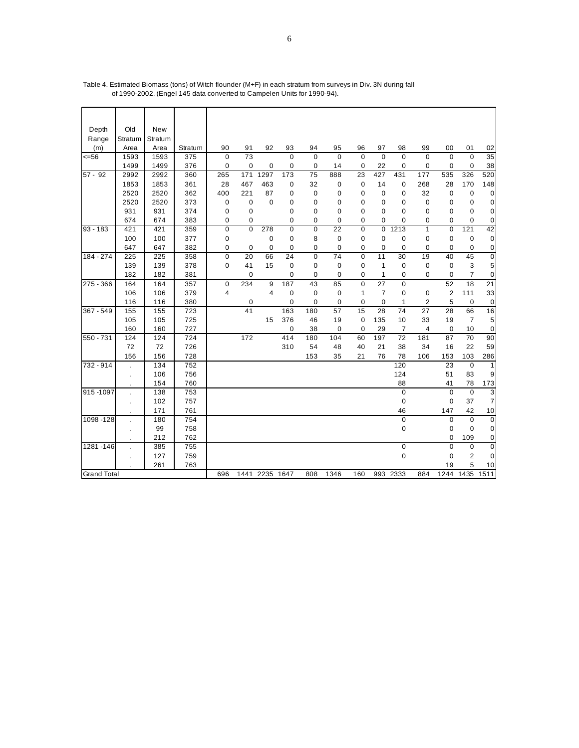Table 4. Estimated Biomass (tons) of Witch flounder (M+F) in each stratum from surveys in Div. 3N during fall of 1990-2002. (Engel 145 data converted to Campelen Units for 1990-94).

| Depth Range (m) | Old Stratum Area | New Stratum Area | Stratum | 90 | 91 | 92 | 93 | 94 | 95 | 96 | 97 | 98 | 99 | 00 | 01 | 02 |
|---|---|---|---|---|---|---|---|---|---|---|---|---|---|---|---|---|
| <=56 | 1593 | 1593 | 375 | 0 | 73 | | 0 | 0 | 0 | 0 | 0 | 0 | 0 | 0 | 0 | 35 |
| | 1499 | 1499 | 376 | 0 | 0 | 0 | 0 | 0 | 14 | 0 | 22 | 0 | 0 | 0 | 0 | 38 |
| 57 - 92 | 2992 | 2992 | 360 | 265 | 171 | 1297 | 173 | 75 | 888 | 23 | 427 | 431 | 177 | 535 | 326 | 520 |
| | 1853 | 1853 | 361 | 28 | 467 | 463 | 0 | 32 | 0 | 0 | 14 | 0 | 268 | 28 | 170 | 148 |
| | 2520 | 2520 | 362 | 400 | 221 | 87 | 0 | 0 | 0 | 0 | 0 | 0 | 32 | 0 | 0 | 0 |
| | 2520 | 2520 | 373 | 0 | 0 | 0 | 0 | 0 | 0 | 0 | 0 | 0 | 0 | 0 | 0 | 0 |
| | 931 | 931 | 374 | 0 | 0 | | 0 | 0 | 0 | 0 | 0 | 0 | 0 | 0 | 0 | 0 |
| | 674 | 674 | 383 | 0 | 0 | | 0 | 0 | 0 | 0 | 0 | 0 | 0 | 0 | 0 | 0 |
| 93 - 183 | 421 | 421 | 359 | 0 | 0 | 278 | 0 | 0 | 22 | 0 | 0 | 1213 | 1 | 0 | 121 | 42 |
| | 100 | 100 | 377 | 0 | | 0 | 0 | 8 | 0 | 0 | 0 | 0 | 0 | 0 | 0 | 0 |
| | 647 | 647 | 382 | 0 | 0 | 0 | 0 | 0 | 0 | 0 | 0 | 0 | 0 | 0 | 0 | 0 |
| 184 - 274 | 225 | 225 | 358 | 0 | 20 | 66 | 24 | 0 | 74 | 0 | 11 | 30 | 19 | 40 | 45 | 0 |
| | 139 | 139 | 378 | 0 | 41 | 15 | 0 | 0 | 0 | 0 | 1 | 0 | 0 | 0 | 3 | 5 |
| | 182 | 182 | 381 | | 0 | | 0 | 0 | 0 | 0 | 1 | 0 | 0 | 0 | 7 | 0 |
| 275 - 366 | 164 | 164 | 357 | 0 | 234 | 9 | 187 | 43 | 85 | 0 | 27 | 0 | | 52 | 18 | 21 |
| | 106 | 106 | 379 | 4 | | 4 | 0 | 0 | 0 | 1 | 7 | 0 | 0 | 2 | 111 | 33 |
| | 116 | 116 | 380 | | 0 | | 0 | 0 | 0 | 0 | 0 | 1 | 2 | 5 | 0 | 0 |
| 367 - 549 | 155 | 155 | 723 | | 41 | | 163 | 180 | 57 | 15 | 28 | 74 | 27 | 28 | 66 | 16 |
| | 105 | 105 | 725 | | | 15 | 376 | 46 | 19 | 0 | 135 | 10 | 33 | 19 | 7 | 5 |
| | 160 | 160 | 727 | | | | 0 | 38 | 0 | 0 | 29 | 7 | 4 | 0 | 10 | 0 |
| 550 - 731 | 124 | 124 | 724 | | 172 | | 414 | 180 | 104 | 60 | 197 | 72 | 181 | 87 | 70 | 90 |
| | 72 | 72 | 726 | | | | 310 | 54 | 48 | 40 | 21 | 38 | 34 | 16 | 22 | 59 |
| | 156 | 156 | 728 | | | | | 153 | 35 | 21 | 76 | 78 | 106 | 153 | 103 | 286 |
| 732 - 914 | . | 134 | 752 | | | | | | | | | 120 | | 23 | 0 | 1 |
| | . | 106 | 756 | | | | | | | | | 124 | | 51 | 83 | 9 |
| | . | 154 | 760 | | | | | | | | | 88 | | 41 | 78 | 173 |
| 915 -1097 | . | 138 | 753 | | | | | | | | | 0 | | 0 | 0 | 3 |
| | . | 102 | 757 | | | | | | | | | 0 | | 0 | 37 | 7 |
| | . | 171 | 761 | | | | | | | | | 46 | | 147 | 42 | 10 |
| 1098 -128 | . | 180 | 754 | | | | | | | | | 0 | | 0 | 0 | 0 |
| | . | 99 | 758 | | | | | | | | | 0 | | 0 | 0 | 0 |
| | . | 212 | 762 | | | | | | | | | | | 0 | 109 | 0 |
| 1281 -146 | . | 385 | 755 | | | | | | | | | 0 | | 0 | 0 | 0 |
| | . | 127 | 759 | | | | | | | | | 0 | | 0 | 2 | 0 |
| | . | 261 | 763 | | | | | | | | | | | 19 | 5 | 10 |
| Grand Total | | | | 696 | 1441 | 2235 | 1647 | 808 | 1346 | 160 | 993 | 2333 | 884 | 1244 | 1435 | 1511 |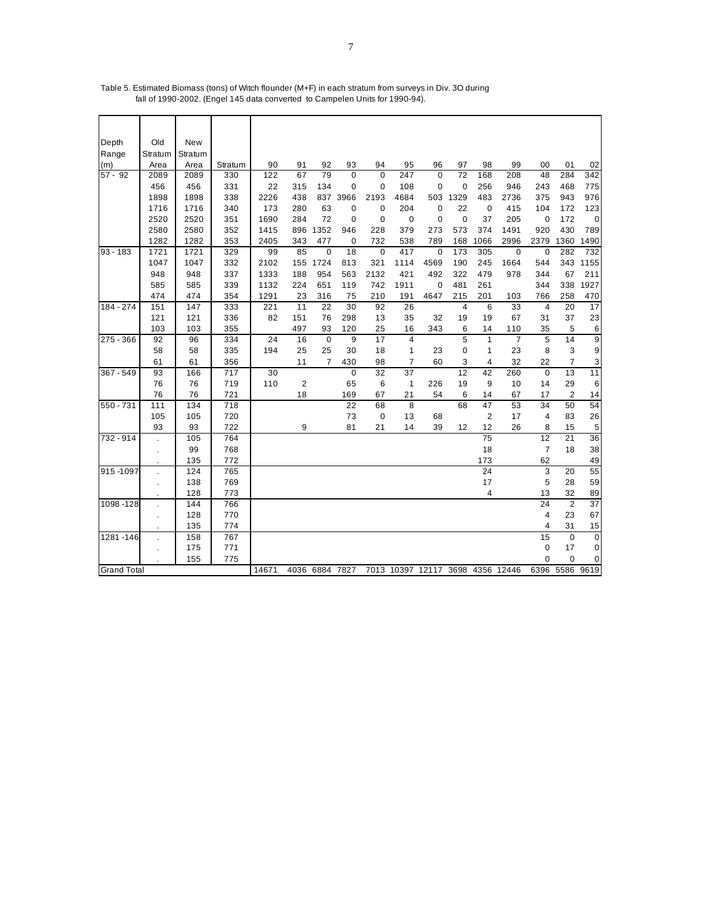Table 5. Estimated Biomass (tons) of Witch flounder (M+F) in each stratum from surveys in Div. 3O during fall of 1990-2002. (Engel 145 data converted to Campelen Units for 1990-94).

| Depth Range (m) | Old Stratum Area | New Stratum Area | Stratum | 90 | 91 | 92 | 93 | 94 | 95 | 96 | 97 | 98 | 99 | 00 | 01 | 02 |
|---|---|---|---|---|---|---|---|---|---|---|---|---|---|---|---|---|
| 57 - 92 | 2089 | 2089 | 330 | 122 | 67 | 79 | 0 | 0 | 247 | 0 | 72 | 168 | 208 | 48 | 284 | 342 |
| | 456 | 456 | 331 | 22 | 315 | 134 | 0 | 0 | 108 | 0 | 0 | 256 | 946 | 243 | 468 | 775 |
| | 1898 | 1898 | 338 | 2226 | 438 | 837 | 3966 | 2193 | 4684 | 503 | 1329 | 483 | 2736 | 375 | 943 | 976 |
| | 1716 | 1716 | 340 | 173 | 280 | 63 | 0 | 0 | 204 | 0 | 22 | 0 | 415 | 104 | 172 | 123 |
| | 2520 | 2520 | 351 | 1690 | 284 | 72 | 0 | 0 | 0 | 0 | 0 | 37 | 205 | 0 | 172 | 0 |
| | 2580 | 2580 | 352 | 1415 | 896 | 1352 | 946 | 228 | 379 | 273 | 573 | 374 | 1491 | 920 | 430 | 789 |
| | 1282 | 1282 | 353 | 2405 | 343 | 477 | 0 | 732 | 538 | 789 | 168 | 1066 | 2996 | 2379 | 1360 | 1490 |
| 93 - 183 | 1721 | 1721 | 329 | 99 | 85 | 0 | 18 | 0 | 417 | 0 | 173 | 305 | 0 | 0 | 282 | 732 |
| | 1047 | 1047 | 332 | 2102 | 155 | 1724 | 813 | 321 | 1114 | 4569 | 190 | 245 | 1664 | 544 | 343 | 1155 |
| | 948 | 948 | 337 | 1333 | 188 | 954 | 563 | 2132 | 421 | 492 | 322 | 479 | 978 | 344 | 67 | 211 |
| | 585 | 585 | 339 | 1132 | 224 | 651 | 119 | 742 | 1911 | 0 | 481 | 261 | | 344 | 338 | 1927 |
| | 474 | 474 | 354 | 1291 | 23 | 316 | 75 | 210 | 191 | 4647 | 215 | 201 | 103 | 766 | 258 | 470 |
| 184 - 274 | 151 | 147 | 333 | 221 | 11 | 22 | 30 | 92 | 26 | | 4 | 6 | 33 | 4 | 20 | 17 |
| | 121 | 121 | 336 | 82 | 151 | 76 | 298 | 13 | 35 | 32 | 19 | 19 | 67 | 31 | 37 | 23 |
| | 103 | 103 | 355 | | 497 | 93 | 120 | 25 | 16 | 343 | 6 | 14 | 110 | 35 | 5 | 6 |
| 275 - 366 | 92 | 96 | 334 | 24 | 16 | 0 | 9 | 17 | 4 | | 5 | 1 | 7 | 5 | 14 | 9 |
| | 58 | 58 | 335 | 194 | 25 | 25 | 30 | 18 | 1 | 23 | 0 | 1 | 23 | 8 | 3 | 9 |
| | 61 | 61 | 356 | | 11 | 7 | 430 | 98 | 7 | 60 | 3 | 4 | 32 | 22 | 7 | 3 |
| 367 - 549 | 93 | 166 | 717 | 30 | | | 0 | 32 | 37 | | 12 | 42 | 260 | 0 | 13 | 11 |
| | 76 | 76 | 719 | 110 | 2 | | 65 | 6 | 1 | 226 | 19 | 9 | 10 | 14 | 29 | 6 |
| | 76 | 76 | 721 | | 18 | | 169 | 67 | 21 | 54 | 6 | 14 | 67 | 17 | 2 | 14 |
| 550 - 731 | 111 | 134 | 718 | | | | 22 | 68 | 8 | | 68 | 47 | 53 | 34 | 50 | 54 |
| | 105 | 105 | 720 | | | | 73 | 0 | 13 | 68 | | 2 | 17 | 4 | 83 | 26 |
| | 93 | 93 | 722 | | 9 | | 81 | 21 | 14 | 39 | 12 | 12 | 26 | 8 | 15 | 5 |
| 732 - 914 | . | 105 | 764 | | | | | | | | | 75 | | 12 | 21 | 36 |
| | . | 99 | 768 | | | | | | | | | 18 | | 7 | 18 | 38 |
| | . | 135 | 772 | | | | | | | | | 173 | | 62 | | 49 |
| 915 -1097 | . | 124 | 765 | | | | | | | | | 24 | | 3 | 20 | 55 |
| | . | 138 | 769 | | | | | | | | | 17 | | 5 | 28 | 59 |
| | . | 128 | 773 | | | | | | | | | 4 | | 13 | 32 | 89 |
| 1098 -128 | . | 144 | 766 | | | | | | | | | | | 24 | 2 | 37 |
| | . | 128 | 770 | | | | | | | | | | | 4 | 23 | 67 |
| | . | 135 | 774 | | | | | | | | | | | 4 | 31 | 15 |
| 1281 -146 | . | 158 | 767 | | | | | | | | | | | 15 | 0 | 0 |
| | . | 175 | 771 | | | | | | | | | | | 0 | 17 | 0 |
| | . | 155 | 775 | | | | | | | | | | | 0 | 0 | 0 |
| Grand Total | | | | 14671 | 4036 | 6884 | 7827 | 7013 | 10397 | 12117 | 3698 | 4356 | 12446 | 6396 | 5586 | 9619 |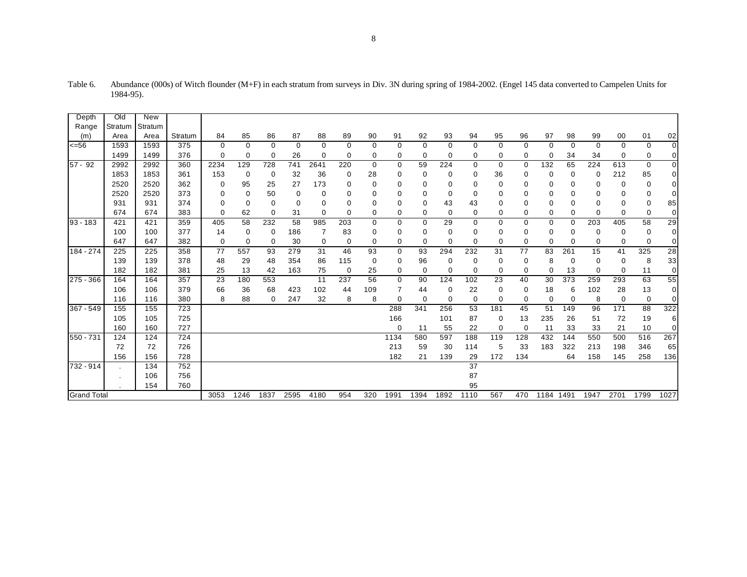Table 6. Abundance (000s) of Witch flounder (M+F) in each stratum from surveys in Div. 3N during spring of 1984-2002. (Engel 145 data converted to Campelen Units for 1984-95).

| Depth Range (m) | Old Stratum Area | New Stratum Area | Stratum | 84 | 85 | 86 | 87 | 88 | 89 | 90 | 91 | 92 | 93 | 94 | 95 | 96 | 97 | 98 | 99 | 00 | 01 | 02 |
|---|---|---|---|---|---|---|---|---|---|---|---|---|---|---|---|---|---|---|---|---|---|---|
| <=56 | 1593 | 1593 | 375 | 0 | 0 | 0 | 0 | 0 | 0 | 0 | 0 | 0 | 0 | 0 | 0 | 0 | 0 | 0 | 0 | 0 | 0 | 0 |
| | 1499 | 1499 | 376 | 0 | 0 | 0 | 26 | 0 | 0 | 0 | 0 | 0 | 0 | 0 | 0 | 0 | 0 | 34 | 34 | 0 | 0 | 0 |
| 57 - 92 | 2992 | 2992 | 360 | 2234 | 129 | 728 | 741 | 2641 | 220 | 0 | 0 | 59 | 224 | 0 | 0 | 0 | 132 | 65 | 224 | 613 | 0 | 0 |
| | 1853 | 1853 | 361 | 153 | 0 | 0 | 32 | 36 | 0 | 28 | 0 | 0 | 0 | 0 | 36 | 0 | 0 | 0 | 0 | 212 | 85 | 0 |
| | 2520 | 2520 | 362 | 0 | 95 | 25 | 27 | 173 | 0 | 0 | 0 | 0 | 0 | 0 | 0 | 0 | 0 | 0 | 0 | 0 | 0 | 0 |
| | 2520 | 2520 | 373 | 0 | 0 | 50 | 0 | 0 | 0 | 0 | 0 | 0 | 0 | 0 | 0 | 0 | 0 | 0 | 0 | 0 | 0 | 0 |
| | 931 | 931 | 374 | 0 | 0 | 0 | 0 | 0 | 0 | 0 | 0 | 0 | 43 | 43 | 0 | 0 | 0 | 0 | 0 | 0 | 0 | 85 |
| | 674 | 674 | 383 | 0 | 62 | 0 | 31 | 0 | 0 | 0 | 0 | 0 | 0 | 0 | 0 | 0 | 0 | 0 | 0 | 0 | 0 | 0 |
| 93 - 183 | 421 | 421 | 359 | 405 | 58 | 232 | 58 | 985 | 203 | 0 | 0 | 0 | 29 | 0 | 0 | 0 | 0 | 0 | 203 | 405 | 58 | 29 |
| | 100 | 100 | 377 | 14 | 0 | 0 | 186 | 7 | 83 | 0 | 0 | 0 | 0 | 0 | 0 | 0 | 0 | 0 | 0 | 0 | 0 | 0 |
| | 647 | 647 | 382 | 0 | 0 | 0 | 30 | 0 | 0 | 0 | 0 | 0 | 0 | 0 | 0 | 0 | 0 | 0 | 0 | 0 | 0 | 0 |
| 184 - 274 | 225 | 225 | 358 | 77 | 557 | 93 | 279 | 31 | 46 | 93 | 0 | 93 | 294 | 232 | 31 | 77 | 83 | 261 | 15 | 41 | 325 | 28 |
| | 139 | 139 | 378 | 48 | 29 | 48 | 354 | 86 | 115 | 0 | 0 | 96 | 0 | 0 | 0 | 0 | 8 | 0 | 0 | 0 | 8 | 33 |
| | 182 | 182 | 381 | 25 | 13 | 42 | 163 | 75 | 0 | 25 | 0 | 0 | 0 | 0 | 0 | 0 | 0 | 13 | 0 | 0 | 11 | 0 |
| 275 - 366 | 164 | 164 | 357 | 23 | 180 | 553 | | 11 | 237 | 56 | 0 | 90 | 124 | 102 | 23 | 40 | 30 | 373 | 259 | 293 | 63 | 55 |
| | 106 | 106 | 379 | 66 | 36 | 68 | 423 | 102 | 44 | 109 | 7 | 44 | 0 | 22 | 0 | 0 | 18 | 6 | 102 | 28 | 13 | 0 |
| | 116 | 116 | 380 | 8 | 88 | 0 | 247 | 32 | 8 | 8 | 0 | 0 | 0 | 0 | 0 | 0 | 0 | 0 | 8 | 0 | 0 | 0 |
| 367 - 549 | 155 | 155 | 723 | | | | | | | | 288 | 341 | 256 | 53 | 181 | 45 | 51 | 149 | 96 | 171 | 88 | 322 |
| | 105 | 105 | 725 | | | | | | | | 166 | | 101 | 87 | 0 | 13 | 235 | 26 | 51 | 72 | 19 | 6 |
| | 160 | 160 | 727 | | | | | | | | 0 | 11 | 55 | 22 | 0 | 0 | 11 | 33 | 33 | 21 | 10 | 0 |
| 550 - 731 | 124 | 124 | 724 | | | | | | | | 1134 | 580 | 597 | 188 | 119 | 128 | 432 | 144 | 550 | 500 | 516 | 267 |
| | 72 | 72 | 726 | | | | | | | | 213 | 59 | 30 | 114 | 5 | 33 | 183 | 322 | 213 | 198 | 346 | 65 |
| | 156 | 156 | 728 | | | | | | | | 182 | 21 | 139 | 29 | 172 | 134 | | 64 | 158 | 145 | 258 | 136 |
| 732 - 914 | . | 134 | 752 | | | | | | | | | | | 37 | | | | | | | | |
| | . | 106 | 756 | | | | | | | | | | | 87 | | | | | | | | |
| | . | 154 | 760 | | | | | | | | | | | 95 | | | | | | | | |
| Grand Total | | | | 3053 | 1246 | 1837 | 2595 | 4180 | 954 | 320 | 1991 | 1394 | 1892 | 1110 | 567 | 470 | 1184 | 1491 | 1947 | 2701 | 1799 | 1027 |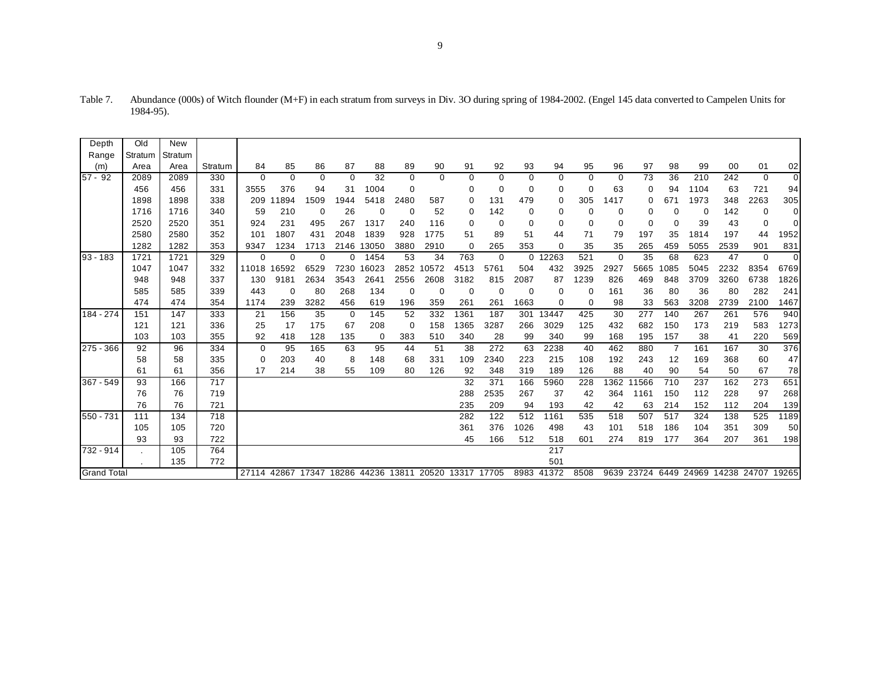Table 7. Abundance (000s) of Witch flounder (M+F) in each stratum from surveys in Div. 3O during spring of 1984-2002. (Engel 145 data converted to Campelen Units for 1984-95).

| Depth Range (m) | Old Stratum Area | New Stratum Area | Stratum | 84 | 85 | 86 | 87 | 88 | 89 | 90 | 91 | 92 | 93 | 94 | 95 | 96 | 97 | 98 | 99 | 00 | 01 | 02 |
|---|---|---|---|---|---|---|---|---|---|---|---|---|---|---|---|---|---|---|---|---|---|---|
| 57 - 92 | 2089 | 2089 | 330 | 0 | 0 | 0 | 0 | 32 | 0 | 0 | 0 | 0 | 0 | 0 | 0 | 0 | 73 | 36 | 210 | 242 | 0 | 0 |
| | 456 | 456 | 331 | 3555 | 376 | 94 | 31 | 1004 | 0 | | 0 | 0 | 0 | 0 | 0 | 63 | 0 | 94 | 1104 | 63 | 721 | 94 |
| | 1898 | 1898 | 338 | 209 | 11894 | 1509 | 1944 | 5418 | 2480 | 587 | 0 | 131 | 479 | 0 | 305 | 1417 | 0 | 671 | 1973 | 348 | 2263 | 305 |
| | 1716 | 1716 | 340 | 59 | 210 | 0 | 26 | 0 | 0 | 52 | 0 | 142 | 0 | 0 | 0 | 0 | 0 | 0 | 0 | 142 | 0 | 0 |
| | 2520 | 2520 | 351 | 924 | 231 | 495 | 267 | 1317 | 240 | 116 | 0 | 0 | 0 | 0 | 0 | 0 | 0 | 0 | 39 | 43 | 0 | 0 |
| | 2580 | 2580 | 352 | 101 | 1807 | 431 | 2048 | 1839 | 928 | 1775 | 51 | 89 | 51 | 44 | 71 | 79 | 197 | 35 | 1814 | 197 | 44 | 1952 |
| | 1282 | 1282 | 353 | 9347 | 1234 | 1713 | 2146 | 13050 | 3880 | 2910 | 0 | 265 | 353 | 0 | 35 | 35 | 265 | 459 | 5055 | 2539 | 901 | 831 |
| 93 - 183 | 1721 | 1721 | 329 | 0 | 0 | 0 | 0 | 1454 | 53 | 34 | 763 | 0 | 0 | 12263 | 521 | 0 | 35 | 68 | 623 | 47 | 0 | 0 |
| | 1047 | 1047 | 332 | 11018 | 16592 | 6529 | 7230 | 16023 | 2852 | 10572 | 4513 | 5761 | 504 | 432 | 3925 | 2927 | 5665 | 1085 | 5045 | 2232 | 8354 | 6769 |
| | 948 | 948 | 337 | 130 | 9181 | 2634 | 3543 | 2641 | 2556 | 2608 | 3182 | 815 | 2087 | 87 | 1239 | 826 | 469 | 848 | 3709 | 3260 | 6738 | 1826 |
| | 585 | 585 | 339 | 443 | 0 | 80 | 268 | 134 | 0 | 0 | 0 | 0 | 0 | 0 | 0 | 161 | 36 | 80 | 36 | 80 | 282 | 241 |
| | 474 | 474 | 354 | 1174 | 239 | 3282 | 456 | 619 | 196 | 359 | 261 | 261 | 1663 | 0 | 0 | 98 | 33 | 563 | 3208 | 2739 | 2100 | 1467 |
| 184 - 274 | 151 | 147 | 333 | 21 | 156 | 35 | 0 | 145 | 52 | 332 | 1361 | 187 | 301 | 13447 | 425 | 30 | 277 | 140 | 267 | 261 | 576 | 940 |
| | 121 | 121 | 336 | 25 | 17 | 175 | 67 | 208 | 0 | 158 | 1365 | 3287 | 266 | 3029 | 125 | 432 | 682 | 150 | 173 | 219 | 583 | 1273 |
| | 103 | 103 | 355 | 92 | 418 | 128 | 135 | 0 | 383 | 510 | 340 | 28 | 99 | 340 | 99 | 168 | 195 | 157 | 38 | 41 | 220 | 569 |
| 275 - 366 | 92 | 96 | 334 | 0 | 95 | 165 | 63 | 95 | 44 | 51 | 38 | 272 | 63 | 2238 | 40 | 462 | 880 | 7 | 161 | 167 | 30 | 376 |
| | 58 | 58 | 335 | 0 | 203 | 40 | 8 | 148 | 68 | 331 | 109 | 2340 | 223 | 215 | 108 | 192 | 243 | 12 | 169 | 368 | 60 | 47 |
| | 61 | 61 | 356 | 17 | 214 | 38 | 55 | 109 | 80 | 126 | 92 | 348 | 319 | 189 | 126 | 88 | 40 | 90 | 54 | 50 | 67 | 78 |
| 367 - 549 | 93 | 166 | 717 | | | | | | | | 32 | 371 | 166 | 5960 | 228 | 1362 | 11566 | 710 | 237 | 162 | 273 | 651 |
| | 76 | 76 | 719 | | | | | | | | 288 | 2535 | 267 | 37 | 42 | 364 | 1161 | 150 | 112 | 228 | 97 | 268 |
| | 76 | 76 | 721 | | | | | | | | 235 | 209 | 94 | 193 | 42 | 42 | 63 | 214 | 152 | 112 | 204 | 139 |
| 550 - 731 | 111 | 134 | 718 | | | | | | | | 282 | 122 | 512 | 1161 | 535 | 518 | 507 | 517 | 324 | 138 | 525 | 1189 |
| | 105 | 105 | 720 | | | | | | | | 361 | 376 | 1026 | 498 | 43 | 101 | 518 | 186 | 104 | 351 | 309 | 50 |
| | 93 | 93 | 722 | | | | | | | | 45 | 166 | 512 | 518 | 601 | 274 | 819 | 177 | 364 | 207 | 361 | 198 |
| 732 - 914 | . | 105 | 764 | | | | | | | | | | | 217 | | | | | | | | |
| | . | 135 | 772 | | | | | | | | | | | 501 | | | | | | | | |
| Grand Total | | | | 27114 | 42867 | 17347 | 18286 | 44236 | 13811 | 20520 | 13317 | 17705 | 8983 | 41372 | 8508 | 9639 | 23724 | 6449 | 24969 | 14238 | 24707 | 19265 |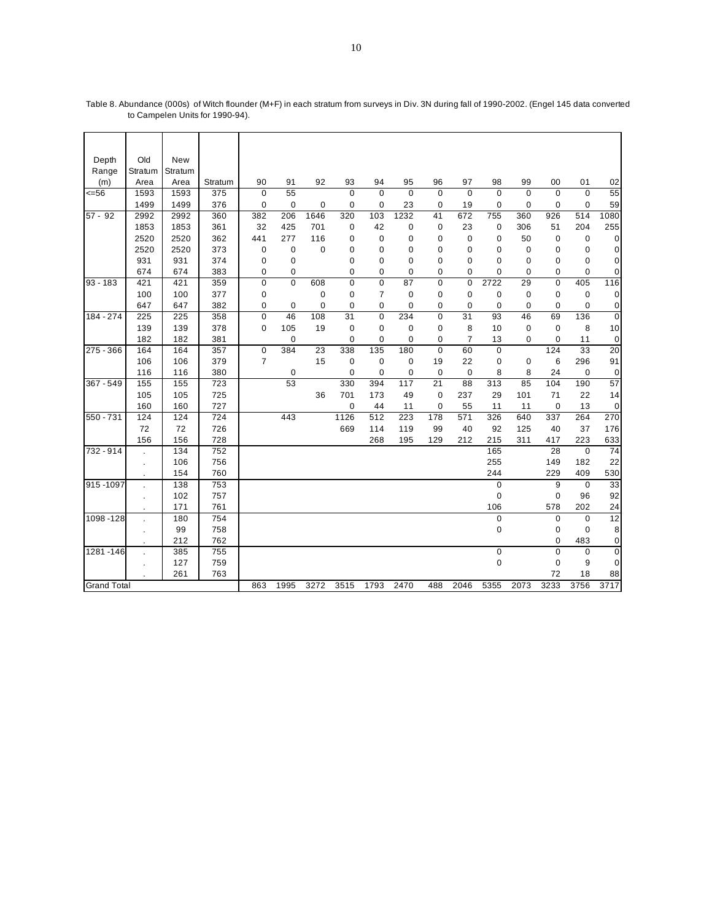Table 8. Abundance (000s) of Witch flounder (M+F) in each stratum from surveys in Div. 3N during fall of 1990-2002. (Engel 145 data converted to Campelen Units for 1990-94).

| Depth Range (m) | Old Stratum Area | New Stratum Area | Stratum | 90 | 91 | 92 | 93 | 94 | 95 | 96 | 97 | 98 | 99 | 00 | 01 | 02 |
|---|---|---|---|---|---|---|---|---|---|---|---|---|---|---|---|---|
| <=56 | 1593 | 1593 | 375 | 0 | 55 | | 0 | 0 | 0 | 0 | 0 | 0 | 0 | 0 | 0 | 55 |
| | 1499 | 1499 | 376 | 0 | 0 | 0 | 0 | 0 | 23 | 0 | 19 | 0 | 0 | 0 | 0 | 59 |
| 57 - 92 | 2992 | 2992 | 360 | 382 | 206 | 1646 | 320 | 103 | 1232 | 41 | 672 | 755 | 360 | 926 | 514 | 1080 |
| | 1853 | 1853 | 361 | 32 | 425 | 701 | 0 | 42 | 0 | 0 | 23 | 0 | 306 | 51 | 204 | 255 |
| | 2520 | 2520 | 362 | 441 | 277 | 116 | 0 | 0 | 0 | 0 | 0 | 0 | 50 | 0 | 0 | 0 |
| | 2520 | 2520 | 373 | 0 | 0 | 0 | 0 | 0 | 0 | 0 | 0 | 0 | 0 | 0 | 0 | 0 |
| | 931 | 931 | 374 | 0 | 0 | | 0 | 0 | 0 | 0 | 0 | 0 | 0 | 0 | 0 | 0 |
| | 674 | 674 | 383 | 0 | 0 | | 0 | 0 | 0 | 0 | 0 | 0 | 0 | 0 | 0 | 0 |
| 93 - 183 | 421 | 421 | 359 | 0 | 0 | 608 | 0 | 0 | 87 | 0 | 0 | 2722 | 29 | 0 | 405 | 116 |
| | 100 | 100 | 377 | 0 | | 0 | 0 | 7 | 0 | 0 | 0 | 0 | 0 | 0 | 0 | 0 |
| | 647 | 647 | 382 | 0 | 0 | 0 | 0 | 0 | 0 | 0 | 0 | 0 | 0 | 0 | 0 | 0 |
| 184 - 274 | 225 | 225 | 358 | 0 | 46 | 108 | 31 | 0 | 234 | 0 | 31 | 93 | 46 | 69 | 136 | 0 |
| | 139 | 139 | 378 | 0 | 105 | 19 | 0 | 0 | 0 | 0 | 8 | 10 | 0 | 0 | 8 | 10 |
| | 182 | 182 | 381 | | 0 | | 0 | 0 | 0 | 0 | 7 | 13 | 0 | 0 | 11 | 0 |
| 275 - 366 | 164 | 164 | 357 | 0 | 384 | 23 | 338 | 135 | 180 | 0 | 60 | 0 | | 124 | 33 | 20 |
| | 106 | 106 | 379 | 7 | | 15 | 0 | 0 | 0 | 19 | 22 | 0 | 0 | 6 | 296 | 91 |
| | 116 | 116 | 380 | | 0 | | 0 | 0 | 0 | 0 | 0 | 8 | 8 | 24 | 0 | 0 |
| 367 - 549 | 155 | 155 | 723 | | 53 | | 330 | 394 | 117 | 21 | 88 | 313 | 85 | 104 | 190 | 57 |
| | 105 | 105 | 725 | | | 36 | 701 | 173 | 49 | 0 | 237 | 29 | 101 | 71 | 22 | 14 |
| | 160 | 160 | 727 | | | | 0 | 44 | 11 | 0 | 55 | 11 | 11 | 0 | 13 | 0 |
| 550 - 731 | 124 | 124 | 724 | | 443 | | 1126 | 512 | 223 | 178 | 571 | 326 | 640 | 337 | 264 | 270 |
| | 72 | 72 | 726 | | | | 669 | 114 | 119 | 99 | 40 | 92 | 125 | 40 | 37 | 176 |
| | 156 | 156 | 728 | | | | | 268 | 195 | 129 | 212 | 215 | 311 | 417 | 223 | 633 |
| 732 - 914 | . | 134 | 752 | | | | | | | | | 165 | | 28 | 0 | 74 |
| | . | 106 | 756 | | | | | | | | | 255 | | 149 | 182 | 22 |
| | . | 154 | 760 | | | | | | | | | 244 | | 229 | 409 | 530 |
| 915 -1097 | . | 138 | 753 | | | | | | | | | 0 | | 9 | 0 | 33 |
| | . | 102 | 757 | | | | | | | | | 0 | | 0 | 96 | 92 |
| | . | 171 | 761 | | | | | | | | | 106 | | 578 | 202 | 24 |
| 1098 -128 | . | 180 | 754 | | | | | | | | | 0 | | 0 | 0 | 12 |
| | . | 99 | 758 | | | | | | | | | 0 | | 0 | 0 | 8 |
| | . | 212 | 762 | | | | | | | | | | | 0 | 483 | 0 |
| 1281 -146 | . | 385 | 755 | | | | | | | | | 0 | | 0 | 0 | 0 |
| | . | 127 | 759 | | | | | | | | | 0 | | 0 | 9 | 0 |
| | . | 261 | 763 | | | | | | | | | | | 72 | 18 | 88 |
| Grand Total | | | | 863 | 1995 | 3272 | 3515 | 1793 | 2470 | 488 | 2046 | 5355 | 2073 | 3233 | 3756 | 3717 |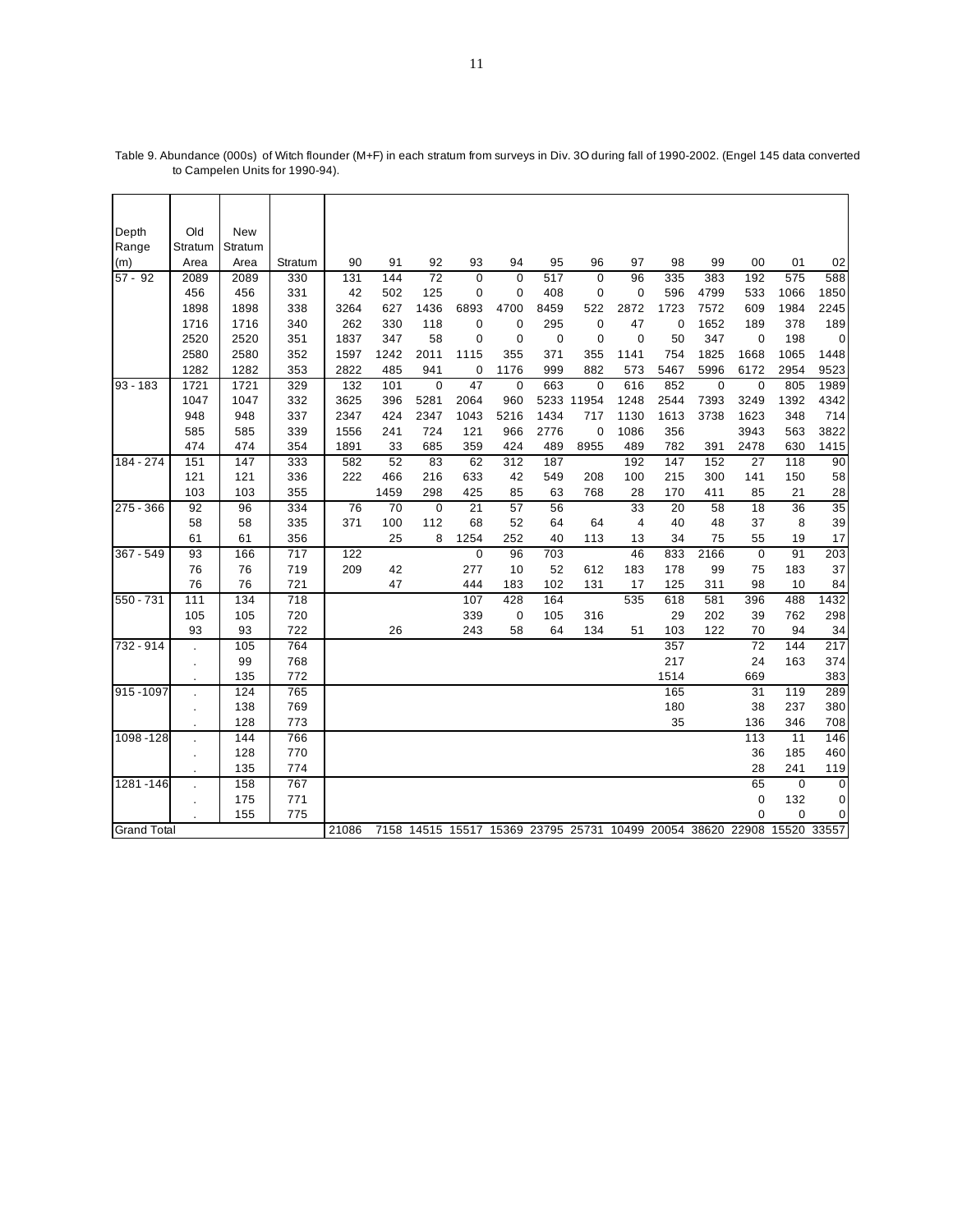Table 9. Abundance (000s) of Witch flounder (M+F) in each stratum from surveys in Div. 3O during fall of 1990-2002. (Engel 145 data converted to Campelen Units for 1990-94).

| Depth Range (m) | Old Stratum Area | New Stratum Area | Stratum | 90 | 91 | 92 | 93 | 94 | 95 | 96 | 97 | 98 | 99 | 00 | 01 | 02 |
|---|---|---|---|---|---|---|---|---|---|---|---|---|---|---|---|---|
| 57 - 92 | 2089 | 2089 | 330 | 131 | 144 | 72 | 0 | 0 | 517 | 0 | 96 | 335 | 383 | 192 | 575 | 588 |
| | 456 | 456 | 331 | 42 | 502 | 125 | 0 | 0 | 408 | 0 | 0 | 596 | 4799 | 533 | 1066 | 1850 |
| | 1898 | 1898 | 338 | 3264 | 627 | 1436 | 6893 | 4700 | 8459 | 522 | 2872 | 1723 | 7572 | 609 | 1984 | 2245 |
| | 1716 | 1716 | 340 | 262 | 330 | 118 | 0 | 0 | 295 | 0 | 47 | 0 | 1652 | 189 | 378 | 189 |
| | 2520 | 2520 | 351 | 1837 | 347 | 58 | 0 | 0 | 0 | 0 | 0 | 50 | 347 | 0 | 198 | 0 |
| | 2580 | 2580 | 352 | 1597 | 1242 | 2011 | 1115 | 355 | 371 | 355 | 1141 | 754 | 1825 | 1668 | 1065 | 1448 |
| | 1282 | 1282 | 353 | 2822 | 485 | 941 | 0 | 1176 | 999 | 882 | 573 | 5467 | 5996 | 6172 | 2954 | 9523 |
| 93 - 183 | 1721 | 1721 | 329 | 132 | 101 | 0 | 47 | 0 | 663 | 0 | 616 | 852 | 0 | 0 | 805 | 1989 |
| | 1047 | 1047 | 332 | 3625 | 396 | 5281 | 2064 | 960 | 5233 | 11954 | 1248 | 2544 | 7393 | 3249 | 1392 | 4342 |
| | 948 | 948 | 337 | 2347 | 424 | 2347 | 1043 | 5216 | 1434 | 717 | 1130 | 1613 | 3738 | 1623 | 348 | 714 |
| | 585 | 585 | 339 | 1556 | 241 | 724 | 121 | 966 | 2776 | 0 | 1086 | 356 | | 3943 | 563 | 3822 |
| | 474 | 474 | 354 | 1891 | 33 | 685 | 359 | 424 | 489 | 8955 | 489 | 782 | 391 | 2478 | 630 | 1415 |
| 184 - 274 | 151 | 147 | 333 | 582 | 52 | 83 | 62 | 312 | 187 | | 192 | 147 | 152 | 27 | 118 | 90 |
| | 121 | 121 | 336 | 222 | 466 | 216 | 633 | 42 | 549 | 208 | 100 | 215 | 300 | 141 | 150 | 58 |
| | 103 | 103 | 355 | | 1459 | 298 | 425 | 85 | 63 | 768 | 28 | 170 | 411 | 85 | 21 | 28 |
| 275 - 366 | 92 | 96 | 334 | 76 | 70 | 0 | 21 | 57 | 56 | | 33 | 20 | 58 | 18 | 36 | 35 |
| | 58 | 58 | 335 | 371 | 100 | 112 | 68 | 52 | 64 | 64 | 4 | 40 | 48 | 37 | 8 | 39 |
| | 61 | 61 | 356 | | 25 | 8 | 1254 | 252 | 40 | 113 | 13 | 34 | 75 | 55 | 19 | 17 |
| 367 - 549 | 93 | 166 | 717 | 122 | | | 0 | 96 | 703 | | 46 | 833 | 2166 | 0 | 91 | 203 |
| | 76 | 76 | 719 | 209 | 42 | | 277 | 10 | 52 | 612 | 183 | 178 | 99 | 75 | 183 | 37 |
| | 76 | 76 | 721 | | 47 | | 444 | 183 | 102 | 131 | 17 | 125 | 311 | 98 | 10 | 84 |
| 550 - 731 | 111 | 134 | 718 | | | | 107 | 428 | 164 | | 535 | 618 | 581 | 396 | 488 | 1432 |
| | 105 | 105 | 720 | | | | 339 | 0 | 105 | 316 | | 29 | 202 | 39 | 762 | 298 |
| | 93 | 93 | 722 | | 26 | | 243 | 58 | 64 | 134 | 51 | 103 | 122 | 70 | 94 | 34 |
| 732 - 914 | . | 105 | 764 | | | | | | | | | 357 | | 72 | 144 | 217 |
| | . | 99 | 768 | | | | | | | | | 217 | | 24 | 163 | 374 |
| | . | 135 | 772 | | | | | | | | | 1514 | | 669 | | 383 |
| 915 -1097 | . | 124 | 765 | | | | | | | | | 165 | | 31 | 119 | 289 |
| | . | 138 | 769 | | | | | | | | | 180 | | 38 | 237 | 380 |
| | . | 128 | 773 | | | | | | | | | 35 | | 136 | 346 | 708 |
| 1098 -128 | . | 144 | 766 | | | | | | | | | | | 113 | 11 | 146 |
| | . | 128 | 770 | | | | | | | | | | | 36 | 185 | 460 |
| | . | 135 | 774 | | | | | | | | | | | 28 | 241 | 119 |
| 1281 -146 | . | 158 | 767 | | | | | | | | | | | 65 | 0 | 0 |
| | . | 175 | 771 | | | | | | | | | | | 0 | 132 | 0 |
| | . | 155 | 775 | | | | | | | | | | | 0 | 0 | 0 |
| Grand Total | | | | 21086 | 7158 | 14515 | 15517 | 15369 | 23795 | 25731 | 10499 | 20054 | 38620 | 22908 | 15520 | 33557 |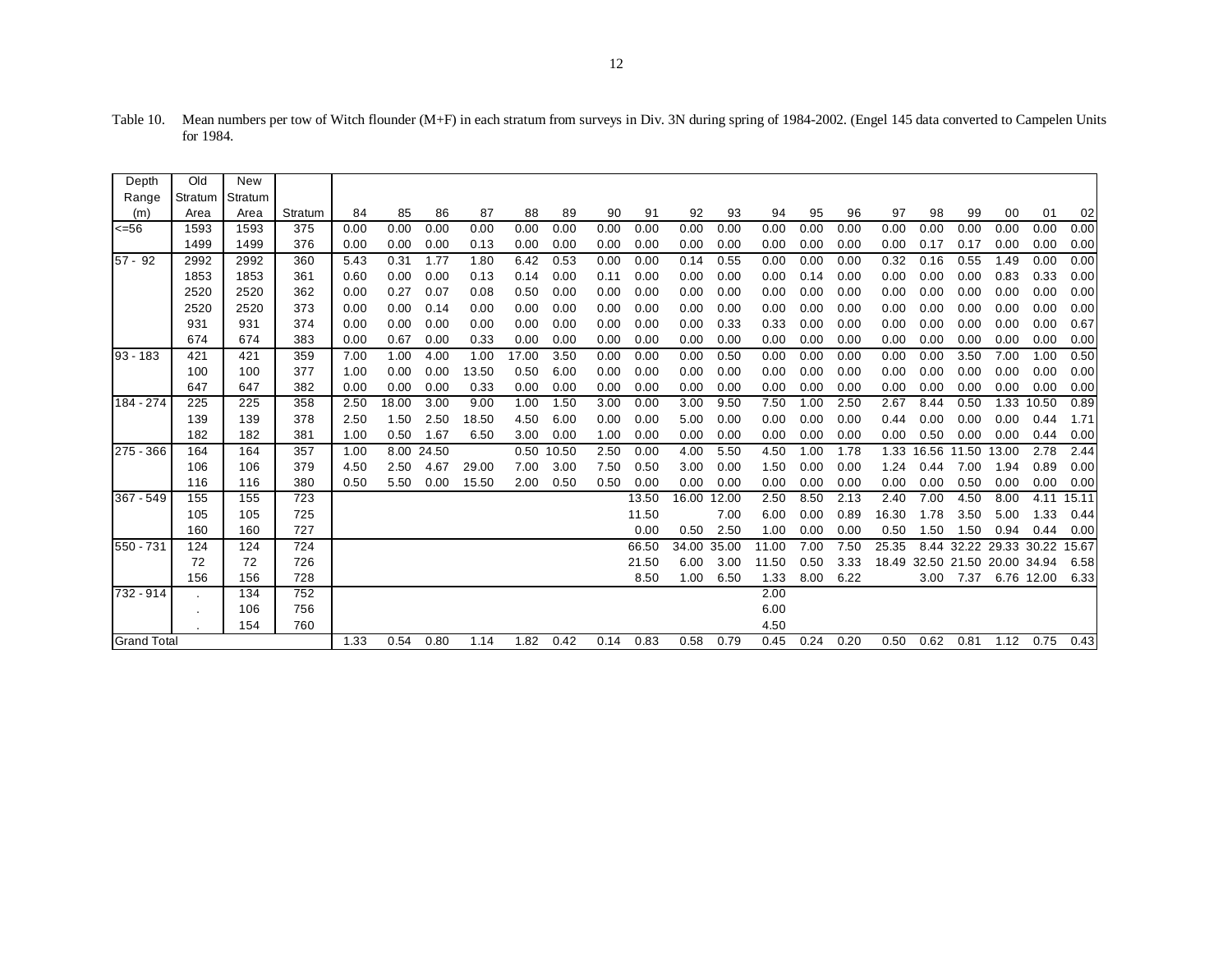Table 10. Mean numbers per tow of Witch flounder (M+F) in each stratum from surveys in Div. 3N during spring of 1984-2002. (Engel 145 data converted to Campelen Units for 1984.

| Depth Range (m) | Old Stratum Area | New Stratum Area | Stratum | 84 | 85 | 86 | 87 | 88 | 89 | 90 | 91 | 92 | 93 | 94 | 95 | 96 | 97 | 98 | 99 | 00 | 01 | 02 |
|---|---|---|---|---|---|---|---|---|---|---|---|---|---|---|---|---|---|---|---|---|---|---|
| <=56 | 1593 | 1593 | 375 | 0.00 | 0.00 | 0.00 | 0.00 | 0.00 | 0.00 | 0.00 | 0.00 | 0.00 | 0.00 | 0.00 | 0.00 | 0.00 | 0.00 | 0.00 | 0.00 | 0.00 | 0.00 | 0.00 |
| | 1499 | 1499 | 376 | 0.00 | 0.00 | 0.00 | 0.13 | 0.00 | 0.00 | 0.00 | 0.00 | 0.00 | 0.00 | 0.00 | 0.00 | 0.00 | 0.00 | 0.17 | 0.17 | 0.00 | 0.00 | 0.00 |
| 57 - 92 | 2992 | 2992 | 360 | 5.43 | 0.31 | 1.77 | 1.80 | 6.42 | 0.53 | 0.00 | 0.00 | 0.14 | 0.55 | 0.00 | 0.00 | 0.00 | 0.32 | 0.16 | 0.55 | 1.49 | 0.00 | 0.00 |
| | 1853 | 1853 | 361 | 0.60 | 0.00 | 0.00 | 0.13 | 0.14 | 0.00 | 0.11 | 0.00 | 0.00 | 0.00 | 0.00 | 0.14 | 0.00 | 0.00 | 0.00 | 0.00 | 0.83 | 0.33 | 0.00 |
| | 2520 | 2520 | 362 | 0.00 | 0.27 | 0.07 | 0.08 | 0.50 | 0.00 | 0.00 | 0.00 | 0.00 | 0.00 | 0.00 | 0.00 | 0.00 | 0.00 | 0.00 | 0.00 | 0.00 | 0.00 | 0.00 |
| | 2520 | 2520 | 373 | 0.00 | 0.00 | 0.14 | 0.00 | 0.00 | 0.00 | 0.00 | 0.00 | 0.00 | 0.00 | 0.00 | 0.00 | 0.00 | 0.00 | 0.00 | 0.00 | 0.00 | 0.00 | 0.00 |
| | 931 | 931 | 374 | 0.00 | 0.00 | 0.00 | 0.00 | 0.00 | 0.00 | 0.00 | 0.00 | 0.00 | 0.33 | 0.33 | 0.00 | 0.00 | 0.00 | 0.00 | 0.00 | 0.00 | 0.00 | 0.67 |
| | 674 | 674 | 383 | 0.00 | 0.67 | 0.00 | 0.33 | 0.00 | 0.00 | 0.00 | 0.00 | 0.00 | 0.00 | 0.00 | 0.00 | 0.00 | 0.00 | 0.00 | 0.00 | 0.00 | 0.00 | 0.00 |
| 93 - 183 | 421 | 421 | 359 | 7.00 | 1.00 | 4.00 | 1.00 | 17.00 | 3.50 | 0.00 | 0.00 | 0.00 | 0.50 | 0.00 | 0.00 | 0.00 | 0.00 | 0.00 | 3.50 | 7.00 | 1.00 | 0.50 |
| | 100 | 100 | 377 | 1.00 | 0.00 | 0.00 | 13.50 | 0.50 | 6.00 | 0.00 | 0.00 | 0.00 | 0.00 | 0.00 | 0.00 | 0.00 | 0.00 | 0.00 | 0.00 | 0.00 | 0.00 | 0.00 |
| | 647 | 647 | 382 | 0.00 | 0.00 | 0.00 | 0.33 | 0.00 | 0.00 | 0.00 | 0.00 | 0.00 | 0.00 | 0.00 | 0.00 | 0.00 | 0.00 | 0.00 | 0.00 | 0.00 | 0.00 | 0.00 |
| 184 - 274 | 225 | 225 | 358 | 2.50 | 18.00 | 3.00 | 9.00 | 1.00 | 1.50 | 3.00 | 0.00 | 3.00 | 9.50 | 7.50 | 1.00 | 2.50 | 2.67 | 8.44 | 0.50 | 1.33 | 10.50 | 0.89 |
| | 139 | 139 | 378 | 2.50 | 1.50 | 2.50 | 18.50 | 4.50 | 6.00 | 0.00 | 0.00 | 5.00 | 0.00 | 0.00 | 0.00 | 0.00 | 0.44 | 0.00 | 0.00 | 0.00 | 0.44 | 1.71 |
| | 182 | 182 | 381 | 1.00 | 0.50 | 1.67 | 6.50 | 3.00 | 0.00 | 1.00 | 0.00 | 0.00 | 0.00 | 0.00 | 0.00 | 0.00 | 0.00 | 0.50 | 0.00 | 0.00 | 0.44 | 0.00 |
| 275 - 366 | 164 | 164 | 357 | 1.00 | 8.00 | 24.50 | | 0.50 | 10.50 | 2.50 | 0.00 | 4.00 | 5.50 | 4.50 | 1.00 | 1.78 | 1.33 | 16.56 | 11.50 | 13.00 | 2.78 | 2.44 |
| | 106 | 106 | 379 | 4.50 | 2.50 | 4.67 | 29.00 | 7.00 | 3.00 | 7.50 | 0.50 | 3.00 | 0.00 | 1.50 | 0.00 | 0.00 | 1.24 | 0.44 | 7.00 | 1.94 | 0.89 | 0.00 |
| | 116 | 116 | 380 | 0.50 | 5.50 | 0.00 | 15.50 | 2.00 | 0.50 | 0.50 | 0.00 | 0.00 | 0.00 | 0.00 | 0.00 | 0.00 | 0.00 | 0.00 | 0.50 | 0.00 | 0.00 | 0.00 |
| 367 - 549 | 155 | 155 | 723 | | | | | | | | 13.50 | 16.00 | 12.00 | 2.50 | 8.50 | 2.13 | 2.40 | 7.00 | 4.50 | 8.00 | 4.11 | 15.11 |
| | 105 | 105 | 725 | | | | | | | | 11.50 | | 7.00 | 6.00 | 0.00 | 0.89 | 16.30 | 1.78 | 3.50 | 5.00 | 1.33 | 0.44 |
| | 160 | 160 | 727 | | | | | | | | 0.00 | 0.50 | 2.50 | 1.00 | 0.00 | 0.00 | 0.50 | 1.50 | 1.50 | 0.94 | 0.44 | 0.00 |
| 550 - 731 | 124 | 124 | 724 | | | | | | | | 66.50 | 34.00 | 35.00 | 11.00 | 7.00 | 7.50 | 25.35 | 8.44 | 32.22 | 29.33 | 30.22 | 15.67 |
| | 72 | 72 | 726 | | | | | | | | 21.50 | 6.00 | 3.00 | 11.50 | 0.50 | 3.33 | 18.49 | 32.50 | 21.50 | 20.00 | 34.94 | 6.58 |
| | 156 | 156 | 728 | | | | | | | | 8.50 | 1.00 | 6.50 | 1.33 | 8.00 | 6.22 | | 3.00 | 7.37 | 6.76 | 12.00 | 6.33 |
| 732 - 914 | . | 134 | 752 | | | | | | | | | | | 2.00 | | | | | | | | |
| | . | 106 | 756 | | | | | | | | | | | 6.00 | | | | | | | | |
| | . | 154 | 760 | | | | | | | | | | | 4.50 | | | | | | | | |
| Grand Total | | | | 1.33 | 0.54 | 0.80 | 1.14 | 1.82 | 0.42 | 0.14 | 0.83 | 0.58 | 0.79 | 0.45 | 0.24 | 0.20 | 0.50 | 0.62 | 0.81 | 1.12 | 0.75 | 0.43 |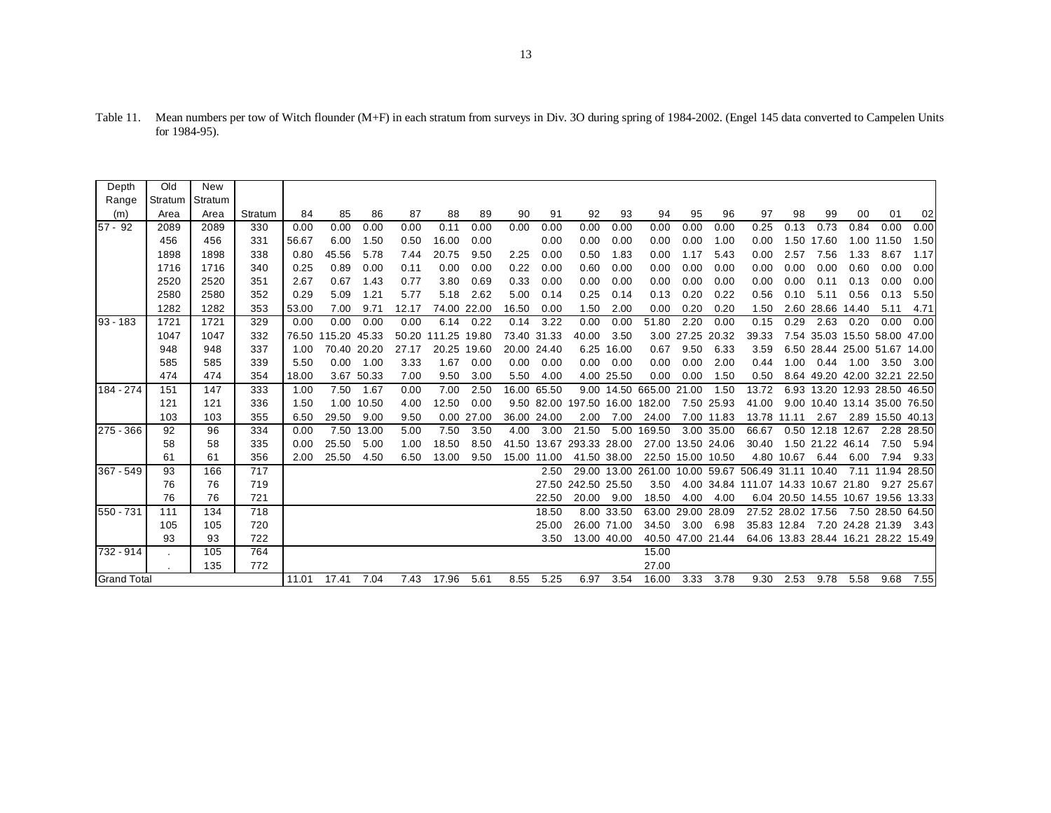Table 11. Mean numbers per tow of Witch flounder (M+F) in each stratum from surveys in Div. 3O during spring of 1984-2002. (Engel 145 data converted to Campelen Units for 1984-95).

| Depth Range (m) | Old Stratum Area | New Stratum Area | Stratum | 84 | 85 | 86 | 87 | 88 | 89 | 90 | 91 | 92 | 93 | 94 | 95 | 96 | 97 | 98 | 99 | 00 | 01 | 02 |
|---|---|---|---|---|---|---|---|---|---|---|---|---|---|---|---|---|---|---|---|---|---|---|
| 57 - 92 | 2089 | 2089 | 330 | 0.00 | 0.00 | 0.00 | 0.00 | 0.11 | 0.00 | 0.00 | 0.00 | 0.00 | 0.00 | 0.00 | 0.00 | 0.00 | 0.25 | 0.13 | 0.73 | 0.84 | 0.00 | 0.00 |
| | 456 | 456 | 331 | 56.67 | 6.00 | 1.50 | 0.50 | 16.00 | 0.00 | | 0.00 | 0.00 | 0.00 | 0.00 | 0.00 | 1.00 | 0.00 | 1.50 | 17.60 | 1.00 | 11.50 | 1.50 |
| | 1898 | 1898 | 338 | 0.80 | 45.56 | 5.78 | 7.44 | 20.75 | 9.50 | 2.25 | 0.00 | 0.50 | 1.83 | 0.00 | 1.17 | 5.43 | 0.00 | 2.57 | 7.56 | 1.33 | 8.67 | 1.17 |
| | 1716 | 1716 | 340 | 0.25 | 0.89 | 0.00 | 0.11 | 0.00 | 0.00 | 0.22 | 0.00 | 0.60 | 0.00 | 0.00 | 0.00 | 0.00 | 0.00 | 0.00 | 0.00 | 0.60 | 0.00 | 0.00 |
| | 2520 | 2520 | 351 | 2.67 | 0.67 | 1.43 | 0.77 | 3.80 | 0.69 | 0.33 | 0.00 | 0.00 | 0.00 | 0.00 | 0.00 | 0.00 | 0.00 | 0.00 | 0.11 | 0.13 | 0.00 | 0.00 |
| | 2580 | 2580 | 352 | 0.29 | 5.09 | 1.21 | 5.77 | 5.18 | 2.62 | 5.00 | 0.14 | 0.25 | 0.14 | 0.13 | 0.20 | 0.22 | 0.56 | 0.10 | 5.11 | 0.56 | 0.13 | 5.50 |
| | 1282 | 1282 | 353 | 53.00 | 7.00 | 9.71 | 12.17 | 74.00 | 22.00 | 16.50 | 0.00 | 1.50 | 2.00 | 0.00 | 0.20 | 0.20 | 1.50 | 2.60 | 28.66 | 14.40 | 5.11 | 4.71 |
| 93 - 183 | 1721 | 1721 | 329 | 0.00 | 0.00 | 0.00 | 0.00 | 6.14 | 0.22 | 0.14 | 3.22 | 0.00 | 0.00 | 51.80 | 2.20 | 0.00 | 0.15 | 0.29 | 2.63 | 0.20 | 0.00 | 0.00 |
| | 1047 | 1047 | 332 | 76.50 | 115.20 | 45.33 | 50.20 | 111.25 | 19.80 | 73.40 | 31.33 | 40.00 | 3.50 | 3.00 | 27.25 | 20.32 | 39.33 | 7.54 | 35.03 | 15.50 | 58.00 | 47.00 |
| | 948 | 948 | 337 | 1.00 | 70.40 | 20.20 | 27.17 | 20.25 | 19.60 | 20.00 | 24.40 | 6.25 | 16.00 | 0.67 | 9.50 | 6.33 | 3.59 | 6.50 | 28.44 | 25.00 | 51.67 | 14.00 |
| | 585 | 585 | 339 | 5.50 | 0.00 | 1.00 | 3.33 | 1.67 | 0.00 | 0.00 | 0.00 | 0.00 | 0.00 | 0.00 | 0.00 | 2.00 | 0.44 | 1.00 | 0.44 | 1.00 | 3.50 | 3.00 |
| | 474 | 474 | 354 | 18.00 | 3.67 | 50.33 | 7.00 | 9.50 | 3.00 | 5.50 | 4.00 | 4.00 | 25.50 | 0.00 | 0.00 | 1.50 | 0.50 | 8.64 | 49.20 | 42.00 | 32.21 | 22.50 |
| 184 - 274 | 151 | 147 | 333 | 1.00 | 7.50 | 1.67 | 0.00 | 7.00 | 2.50 | 16.00 | 65.50 | 9.00 | 14.50 | 665.00 | 21.00 | 1.50 | 13.72 | 6.93 | 13.20 | 12.93 | 28.50 | 46.50 |
| | 121 | 121 | 336 | 1.50 | 1.00 | 10.50 | 4.00 | 12.50 | 0.00 | 9.50 | 82.00 | 197.50 | 16.00 | 182.00 | 7.50 | 25.93 | 41.00 | 9.00 | 10.40 | 13.14 | 35.00 | 76.50 |
| | 103 | 103 | 355 | 6.50 | 29.50 | 9.00 | 9.50 | 0.00 | 27.00 | 36.00 | 24.00 | 2.00 | 7.00 | 24.00 | 7.00 | 11.83 | 13.78 | 11.11 | 2.67 | 2.89 | 15.50 | 40.13 |
| 275 - 366 | 92 | 96 | 334 | 0.00 | 7.50 | 13.00 | 5.00 | 7.50 | 3.50 | 4.00 | 3.00 | 21.50 | 5.00 | 169.50 | 3.00 | 35.00 | 66.67 | 0.50 | 12.18 | 12.67 | 2.28 | 28.50 |
| | 58 | 58 | 335 | 0.00 | 25.50 | 5.00 | 1.00 | 18.50 | 8.50 | 41.50 | 13.67 | 293.33 | 28.00 | 27.00 | 13.50 | 24.06 | 30.40 | 1.50 | 21.22 | 46.14 | 7.50 | 5.94 |
| | 61 | 61 | 356 | 2.00 | 25.50 | 4.50 | 6.50 | 13.00 | 9.50 | 15.00 | 11.00 | 41.50 | 38.00 | 22.50 | 15.00 | 10.50 | 4.80 | 10.67 | 6.44 | 6.00 | 7.94 | 9.33 |
| 367 - 549 | 93 | 166 | 717 | | | | | | | | 2.50 | 29.00 | 13.00 | 261.00 | 10.00 | 59.67 | 506.49 | 31.11 | 10.40 | 7.11 | 11.94 | 28.50 |
| | 76 | 76 | 719 | | | | | | | | 27.50 | 242.50 | 25.50 | 3.50 | 4.00 | 34.84 | 111.07 | 14.33 | 10.67 | 21.80 | 9.27 | 25.67 |
| | 76 | 76 | 721 | | | | | | | | 22.50 | 20.00 | 9.00 | 18.50 | 4.00 | 4.00 | 6.04 | 20.50 | 14.55 | 10.67 | 19.56 | 13.33 |
| 550 - 731 | 111 | 134 | 718 | | | | | | | | 18.50 | 8.00 | 33.50 | 63.00 | 29.00 | 28.09 | 27.52 | 28.02 | 17.56 | 7.50 | 28.50 | 64.50 |
| | 105 | 105 | 720 | | | | | | | | 25.00 | 26.00 | 71.00 | 34.50 | 3.00 | 6.98 | 35.83 | 12.84 | 7.20 | 24.28 | 21.39 | 3.43 |
| | 93 | 93 | 722 | | | | | | | | 3.50 | 13.00 | 40.00 | 40.50 | 47.00 | 21.44 | 64.06 | 13.83 | 28.44 | 16.21 | 28.22 | 15.49 |
| 732 - 914 | . | 105 | 764 | | | | | | | | | | | 15.00 | | | | | | | | |
| | . | 135 | 772 | | | | | | | | | | | 27.00 | | | | | | | | |
| Grand Total | | | | 11.01 | 17.41 | 7.04 | 7.43 | 17.96 | 5.61 | 8.55 | 5.25 | 6.97 | 3.54 | 16.00 | 3.33 | 3.78 | 9.30 | 2.53 | 9.78 | 5.58 | 9.68 | 7.55 |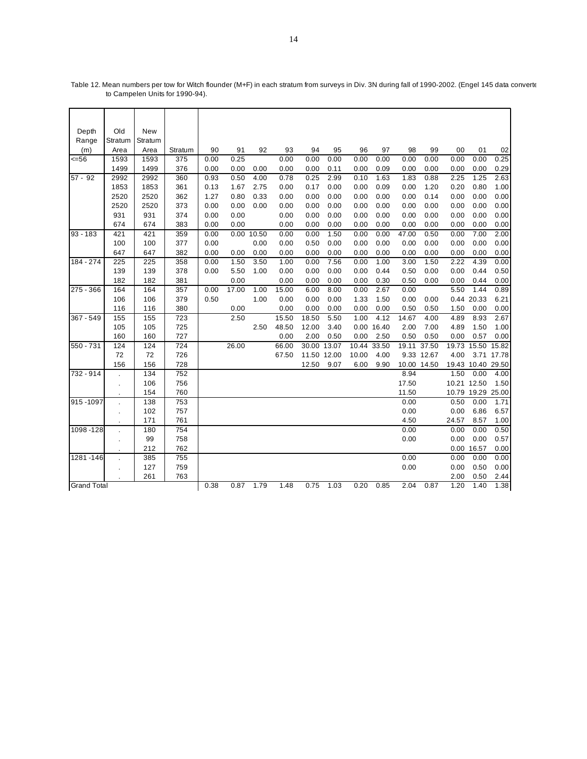Table 12. Mean numbers per tow for Witch flounder (M+F) in each stratum from surveys in Div. 3N during fall of 1990-2002. (Engel 145 data converte to Campelen Units for 1990-94).

| Depth Range (m) | Old Stratum Area | New Stratum Area | Stratum | 90 | 91 | 92 | 93 | 94 | 95 | 96 | 97 | 98 | 99 | 00 | 01 | 02 |
|---|---|---|---|---|---|---|---|---|---|---|---|---|---|---|---|---|
| <=56 | 1593 | 1593 | 375 | 0.00 | 0.25 | | 0.00 | 0.00 | 0.00 | 0.00 | 0.00 | 0.00 | 0.00 | 0.00 | 0.00 | 0.25 |
| | 1499 | 1499 | 376 | 0.00 | 0.00 | 0.00 | 0.00 | 0.00 | 0.11 | 0.00 | 0.09 | 0.00 | 0.00 | 0.00 | 0.00 | 0.29 |
| 57 - 92 | 2992 | 2992 | 360 | 0.93 | 0.50 | 4.00 | 0.78 | 0.25 | 2.99 | 0.10 | 1.63 | 1.83 | 0.88 | 2.25 | 1.25 | 2.63 |
| | 1853 | 1853 | 361 | 0.13 | 1.67 | 2.75 | 0.00 | 0.17 | 0.00 | 0.00 | 0.09 | 0.00 | 1.20 | 0.20 | 0.80 | 1.00 |
| | 2520 | 2520 | 362 | 1.27 | 0.80 | 0.33 | 0.00 | 0.00 | 0.00 | 0.00 | 0.00 | 0.00 | 0.14 | 0.00 | 0.00 | 0.00 |
| | 2520 | 2520 | 373 | 0.00 | 0.00 | 0.00 | 0.00 | 0.00 | 0.00 | 0.00 | 0.00 | 0.00 | 0.00 | 0.00 | 0.00 | 0.00 |
| | 931 | 931 | 374 | 0.00 | 0.00 | | 0.00 | 0.00 | 0.00 | 0.00 | 0.00 | 0.00 | 0.00 | 0.00 | 0.00 | 0.00 |
| | 674 | 674 | 383 | 0.00 | 0.00 | | 0.00 | 0.00 | 0.00 | 0.00 | 0.00 | 0.00 | 0.00 | 0.00 | 0.00 | 0.00 |
| 93 - 183 | 421 | 421 | 359 | 0.00 | 0.00 | 10.50 | 0.00 | 0.00 | 1.50 | 0.00 | 0.00 | 47.00 | 0.50 | 0.00 | 7.00 | 2.00 |
| | 100 | 100 | 377 | 0.00 | | 0.00 | 0.00 | 0.50 | 0.00 | 0.00 | 0.00 | 0.00 | 0.00 | 0.00 | 0.00 | 0.00 |
| | 647 | 647 | 382 | 0.00 | 0.00 | 0.00 | 0.00 | 0.00 | 0.00 | 0.00 | 0.00 | 0.00 | 0.00 | 0.00 | 0.00 | 0.00 |
| 184 - 274 | 225 | 225 | 358 | 0.00 | 1.50 | 3.50 | 1.00 | 0.00 | 7.56 | 0.00 | 1.00 | 3.00 | 1.50 | 2.22 | 4.39 | 0.00 |
| | 139 | 139 | 378 | 0.00 | 5.50 | 1.00 | 0.00 | 0.00 | 0.00 | 0.00 | 0.44 | 0.50 | 0.00 | 0.00 | 0.44 | 0.50 |
| | 182 | 182 | 381 | | 0.00 | | 0.00 | 0.00 | 0.00 | 0.00 | 0.30 | 0.50 | 0.00 | 0.00 | 0.44 | 0.00 |
| 275 - 366 | 164 | 164 | 357 | 0.00 | 17.00 | 1.00 | 15.00 | 6.00 | 8.00 | 0.00 | 2.67 | 0.00 | | 5.50 | 1.44 | 0.89 |
| | 106 | 106 | 379 | 0.50 | | 1.00 | 0.00 | 0.00 | 0.00 | 1.33 | 1.50 | 0.00 | 0.00 | 0.44 | 20.33 | 6.21 |
| | 116 | 116 | 380 | | 0.00 | | 0.00 | 0.00 | 0.00 | 0.00 | 0.00 | 0.50 | 0.50 | 1.50 | 0.00 | 0.00 |
| 367 - 549 | 155 | 155 | 723 | | 2.50 | | 15.50 | 18.50 | 5.50 | 1.00 | 4.12 | 14.67 | 4.00 | 4.89 | 8.93 | 2.67 |
| | 105 | 105 | 725 | | | 2.50 | 48.50 | 12.00 | 3.40 | 0.00 | 16.40 | 2.00 | 7.00 | 4.89 | 1.50 | 1.00 |
| | 160 | 160 | 727 | | | | 0.00 | 2.00 | 0.50 | 0.00 | 2.50 | 0.50 | 0.50 | 0.00 | 0.57 | 0.00 |
| 550 - 731 | 124 | 124 | 724 | | 26.00 | | 66.00 | 30.00 | 13.07 | 10.44 | 33.50 | 19.11 | 37.50 | 19.73 | 15.50 | 15.82 |
| | 72 | 72 | 726 | | | | 67.50 | 11.50 | 12.00 | 10.00 | 4.00 | 9.33 | 12.67 | 4.00 | 3.71 | 17.78 |
| | 156 | 156 | 728 | | | | | 12.50 | 9.07 | 6.00 | 9.90 | 10.00 | 14.50 | 19.43 | 10.40 | 29.50 |
| 732 - 914 | . | 134 | 752 | | | | | | | | | 8.94 | | 1.50 | 0.00 | 4.00 |
| | . | 106 | 756 | | | | | | | | | 17.50 | | 10.21 | 12.50 | 1.50 |
| | . | 154 | 760 | | | | | | | | | 11.50 | | 10.79 | 19.29 | 25.00 |
| 915 -1097 | . | 138 | 753 | | | | | | | | | 0.00 | | 0.50 | 0.00 | 1.71 |
| | . | 102 | 757 | | | | | | | | | 0.00 | | 0.00 | 6.86 | 6.57 |
| | . | 171 | 761 | | | | | | | | | 4.50 | | 24.57 | 8.57 | 1.00 |
| 1098 -128 | . | 180 | 754 | | | | | | | | | 0.00 | | 0.00 | 0.00 | 0.50 |
| | . | 99 | 758 | | | | | | | | | 0.00 | | 0.00 | 0.00 | 0.57 |
| | . | 212 | 762 | | | | | | | | | | | 0.00 | 16.57 | 0.00 |
| 1281 -146 | . | 385 | 755 | | | | | | | | | 0.00 | | 0.00 | 0.00 | 0.00 |
| | . | 127 | 759 | | | | | | | | | 0.00 | | 0.00 | 0.50 | 0.00 |
| | . | 261 | 763 | | | | | | | | | | | 2.00 | 0.50 | 2.44 |
| Grand Total | | | | 0.38 | 0.87 | 1.79 | 1.48 | 0.75 | 1.03 | 0.20 | 0.85 | 2.04 | 0.87 | 1.20 | 1.40 | 1.38 |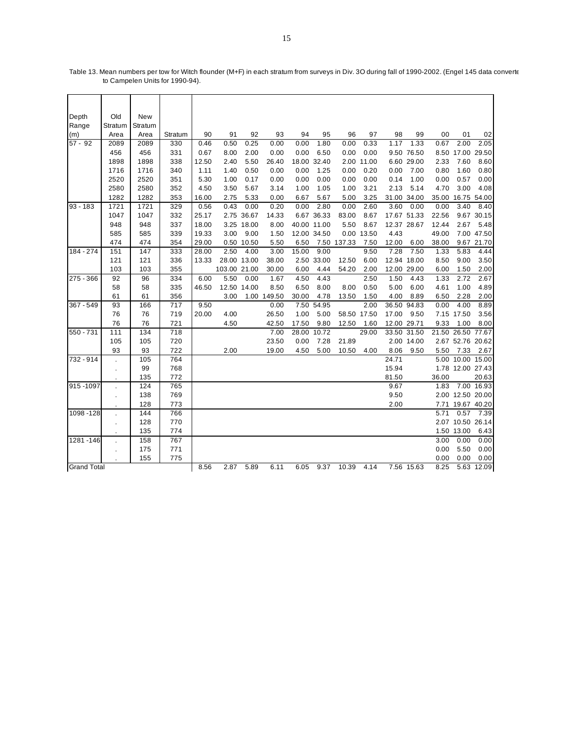Table 13. Mean numbers per tow for Witch flounder (M+F) in each stratum from surveys in Div. 3O during fall of 1990-2002. (Engel 145 data converte to Campelen Units for 1990-94).

| Depth Range (m) | Old Stratum Area | New Stratum Area | Stratum | 90 | 91 | 92 | 93 | 94 | 95 | 96 | 97 | 98 | 99 | 00 | 01 | 02 |
|---|---|---|---|---|---|---|---|---|---|---|---|---|---|---|---|---|
| 57 - 92 | 2089 | 2089 | 330 | 0.46 | 0.50 | 0.25 | 0.00 | 0.00 | 1.80 | 0.00 | 0.33 | 1.17 | 1.33 | 0.67 | 2.00 | 2.05 |
| | 456 | 456 | 331 | 0.67 | 8.00 | 2.00 | 0.00 | 0.00 | 6.50 | 0.00 | 0.00 | 9.50 | 76.50 | 8.50 | 17.00 | 29.50 |
| | 1898 | 1898 | 338 | 12.50 | 2.40 | 5.50 | 26.40 | 18.00 | 32.40 | 2.00 | 11.00 | 6.60 | 29.00 | 2.33 | 7.60 | 8.60 |
| | 1716 | 1716 | 340 | 1.11 | 1.40 | 0.50 | 0.00 | 0.00 | 1.25 | 0.00 | 0.20 | 0.00 | 7.00 | 0.80 | 1.60 | 0.80 |
| | 2520 | 2520 | 351 | 5.30 | 1.00 | 0.17 | 0.00 | 0.00 | 0.00 | 0.00 | 0.00 | 0.14 | 1.00 | 0.00 | 0.57 | 0.00 |
| | 2580 | 2580 | 352 | 4.50 | 3.50 | 5.67 | 3.14 | 1.00 | 1.05 | 1.00 | 3.21 | 2.13 | 5.14 | 4.70 | 3.00 | 4.08 |
| | 1282 | 1282 | 353 | 16.00 | 2.75 | 5.33 | 0.00 | 6.67 | 5.67 | 5.00 | 3.25 | 31.00 | 34.00 | 35.00 | 16.75 | 54.00 |
| 93 - 183 | 1721 | 1721 | 329 | 0.56 | 0.43 | 0.00 | 0.20 | 0.00 | 2.80 | 0.00 | 2.60 | 3.60 | 0.00 | 0.00 | 3.40 | 8.40 |
| | 1047 | 1047 | 332 | 25.17 | 2.75 | 36.67 | 14.33 | 6.67 | 36.33 | 83.00 | 8.67 | 17.67 | 51.33 | 22.56 | 9.67 | 30.15 |
| | 948 | 948 | 337 | 18.00 | 3.25 | 18.00 | 8.00 | 40.00 | 11.00 | 5.50 | 8.67 | 12.37 | 28.67 | 12.44 | 2.67 | 5.48 |
| | 585 | 585 | 339 | 19.33 | 3.00 | 9.00 | 1.50 | 12.00 | 34.50 | 0.00 | 13.50 | 4.43 | | 49.00 | 7.00 | 47.50 |
| | 474 | 474 | 354 | 29.00 | 0.50 | 10.50 | 5.50 | 6.50 | 7.50 | 137.33 | 7.50 | 12.00 | 6.00 | 38.00 | 9.67 | 21.70 |
| 184 - 274 | 151 | 147 | 333 | 28.00 | 2.50 | 4.00 | 3.00 | 15.00 | 9.00 | | 9.50 | 7.28 | 7.50 | 1.33 | 5.83 | 4.44 |
| | 121 | 121 | 336 | 13.33 | 28.00 | 13.00 | 38.00 | 2.50 | 33.00 | 12.50 | 6.00 | 12.94 | 18.00 | 8.50 | 9.00 | 3.50 |
| | 103 | 103 | 355 | | 103.00 | 21.00 | 30.00 | 6.00 | 4.44 | 54.20 | 2.00 | 12.00 | 29.00 | 6.00 | 1.50 | 2.00 |
| 275 - 366 | 92 | 96 | 334 | 6.00 | 5.50 | 0.00 | 1.67 | 4.50 | 4.43 | | 2.50 | 1.50 | 4.43 | 1.33 | 2.72 | 2.67 |
| | 58 | 58 | 335 | 46.50 | 12.50 | 14.00 | 8.50 | 6.50 | 8.00 | 8.00 | 0.50 | 5.00 | 6.00 | 4.61 | 1.00 | 4.89 |
| | 61 | 61 | 356 | | 3.00 | 1.00 | 149.50 | 30.00 | 4.78 | 13.50 | 1.50 | 4.00 | 8.89 | 6.50 | 2.28 | 2.00 |
| 367 - 549 | 93 | 166 | 717 | 9.50 | | | 0.00 | 7.50 | 54.95 | | 2.00 | 36.50 | 94.83 | 0.00 | 4.00 | 8.89 |
| | 76 | 76 | 719 | 20.00 | 4.00 | | 26.50 | 1.00 | 5.00 | 58.50 | 17.50 | 17.00 | 9.50 | 7.15 | 17.50 | 3.56 |
| | 76 | 76 | 721 | | 4.50 | | 42.50 | 17.50 | 9.80 | 12.50 | 1.60 | 12.00 | 29.71 | 9.33 | 1.00 | 8.00 |
| 550 - 731 | 111 | 134 | 718 | | | | 7.00 | 28.00 | 10.72 | | 29.00 | 33.50 | 31.50 | 21.50 | 26.50 | 77.67 |
| | 105 | 105 | 720 | | | | 23.50 | 0.00 | 7.28 | 21.89 | | 2.00 | 14.00 | 2.67 | 52.76 | 20.62 |
| | 93 | 93 | 722 | | 2.00 | | 19.00 | 4.50 | 5.00 | 10.50 | 4.00 | 8.06 | 9.50 | 5.50 | 7.33 | 2.67 |
| 732 - 914 | . | 105 | 764 | | | | | | | | | 24.71 | | 5.00 | 10.00 | 15.00 |
| | . | 99 | 768 | | | | | | | | | 15.94 | | 1.78 | 12.00 | 27.43 |
| | . | 135 | 772 | | | | | | | | | 81.50 | | 36.00 | | 20.63 |
| 915 -1097 | . | 124 | 765 | | | | | | | | | 9.67 | | 1.83 | 7.00 | 16.93 |
| | . | 138 | 769 | | | | | | | | | 9.50 | | 2.00 | 12.50 | 20.00 |
| | . | 128 | 773 | | | | | | | | | 2.00 | | 7.71 | 19.67 | 40.20 |
| 1098 -128 | . | 144 | 766 | | | | | | | | | | | 5.71 | 0.57 | 7.39 |
| | . | 128 | 770 | | | | | | | | | | | 2.07 | 10.50 | 26.14 |
| | . | 135 | 774 | | | | | | | | | | | 1.50 | 13.00 | 6.43 |
| 1281 -146 | . | 158 | 767 | | | | | | | | | | | 3.00 | 0.00 | 0.00 |
| | . | 175 | 771 | | | | | | | | | | | 0.00 | 5.50 | 0.00 |
| | . | 155 | 775 | | | | | | | | | | | 0.00 | 0.00 | 0.00 |
| Grand Total | | | | 8.56 | 2.87 | 5.89 | 6.11 | 6.05 | 9.37 | 10.39 | 4.14 | 7.56 | 15.63 | 8.25 | 5.63 | 12.09 |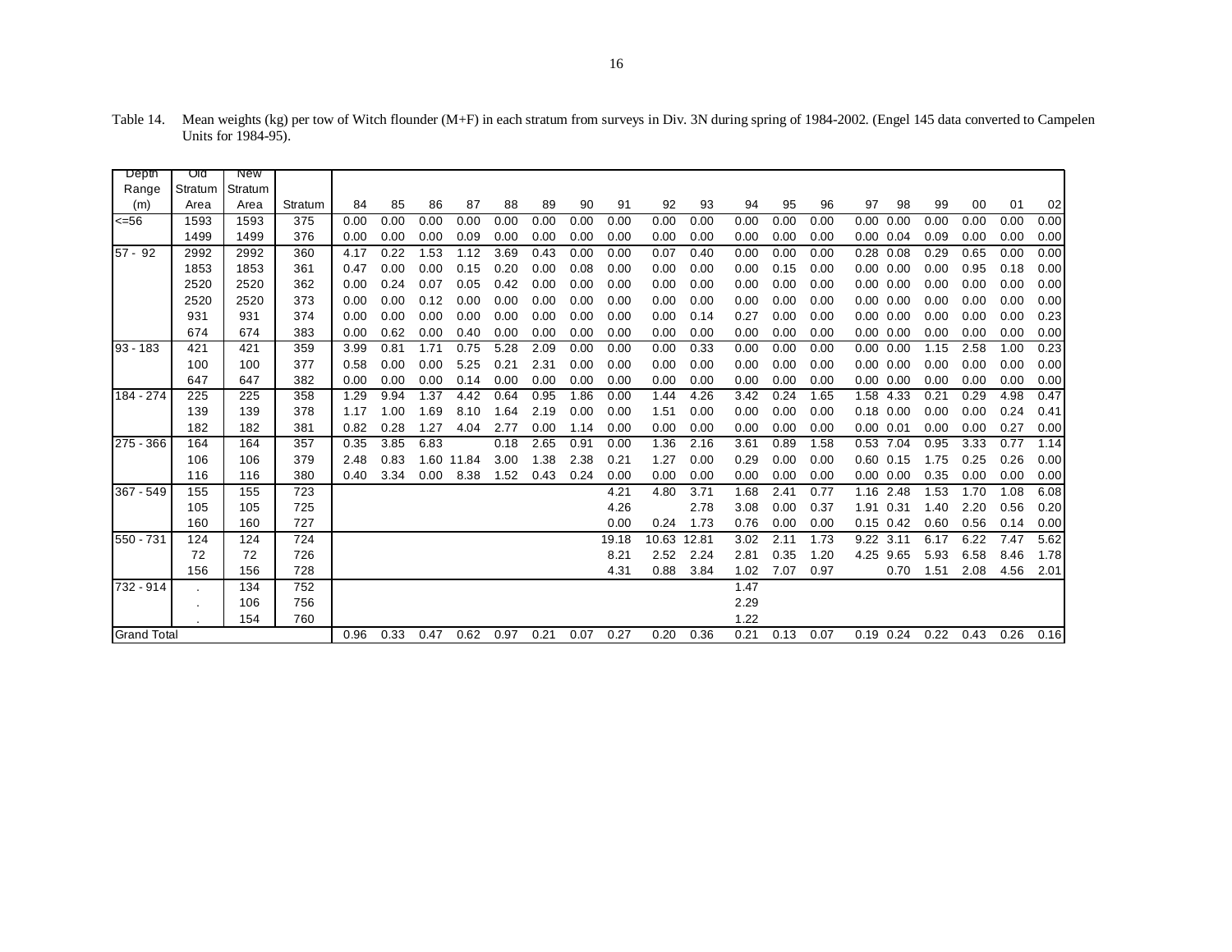Table 14. Mean weights (kg) per tow of Witch flounder (M+F) in each stratum from surveys in Div. 3N during spring of 1984-2002. (Engel 145 data converted to Campelen Units for 1984-95).

| Depth Range (m) | Old Stratum Area | New Stratum Area | Stratum | 84 | 85 | 86 | 87 | 88 | 89 | 90 | 91 | 92 | 93 | 94 | 95 | 96 | 97 | 98 | 99 | 00 | 01 | 02 |
|---|---|---|---|---|---|---|---|---|---|---|---|---|---|---|---|---|---|---|---|---|---|---|
| <=56 | 1593 | 1593 | 375 | 0.00 | 0.00 | 0.00 | 0.00 | 0.00 | 0.00 | 0.00 | 0.00 | 0.00 | 0.00 | 0.00 | 0.00 | 0.00 | 0.00 | 0.00 | 0.00 | 0.00 | 0.00 | 0.00 |
| | 1499 | 1499 | 376 | 0.00 | 0.00 | 0.00 | 0.09 | 0.00 | 0.00 | 0.00 | 0.00 | 0.00 | 0.00 | 0.00 | 0.00 | 0.00 | 0.00 | 0.04 | 0.09 | 0.00 | 0.00 | 0.00 |
| 57 - 92 | 2992 | 2992 | 360 | 4.17 | 0.22 | 1.53 | 1.12 | 3.69 | 0.43 | 0.00 | 0.00 | 0.07 | 0.40 | 0.00 | 0.00 | 0.00 | 0.28 | 0.08 | 0.29 | 0.65 | 0.00 | 0.00 |
| | 1853 | 1853 | 361 | 0.47 | 0.00 | 0.00 | 0.15 | 0.20 | 0.00 | 0.08 | 0.00 | 0.00 | 0.00 | 0.00 | 0.15 | 0.00 | 0.00 | 0.00 | 0.00 | 0.95 | 0.18 | 0.00 |
| | 2520 | 2520 | 362 | 0.00 | 0.24 | 0.07 | 0.05 | 0.42 | 0.00 | 0.00 | 0.00 | 0.00 | 0.00 | 0.00 | 0.00 | 0.00 | 0.00 | 0.00 | 0.00 | 0.00 | 0.00 | 0.00 |
| | 2520 | 2520 | 373 | 0.00 | 0.00 | 0.12 | 0.00 | 0.00 | 0.00 | 0.00 | 0.00 | 0.00 | 0.00 | 0.00 | 0.00 | 0.00 | 0.00 | 0.00 | 0.00 | 0.00 | 0.00 | 0.00 |
| | 931 | 931 | 374 | 0.00 | 0.00 | 0.00 | 0.00 | 0.00 | 0.00 | 0.00 | 0.00 | 0.00 | 0.14 | 0.27 | 0.00 | 0.00 | 0.00 | 0.00 | 0.00 | 0.00 | 0.00 | 0.23 |
| | 674 | 674 | 383 | 0.00 | 0.62 | 0.00 | 0.40 | 0.00 | 0.00 | 0.00 | 0.00 | 0.00 | 0.00 | 0.00 | 0.00 | 0.00 | 0.00 | 0.00 | 0.00 | 0.00 | 0.00 | 0.00 |
| 93 - 183 | 421 | 421 | 359 | 3.99 | 0.81 | 1.71 | 0.75 | 5.28 | 2.09 | 0.00 | 0.00 | 0.00 | 0.33 | 0.00 | 0.00 | 0.00 | 0.00 | 0.00 | 1.15 | 2.58 | 1.00 | 0.23 |
| | 100 | 100 | 377 | 0.58 | 0.00 | 0.00 | 5.25 | 0.21 | 2.31 | 0.00 | 0.00 | 0.00 | 0.00 | 0.00 | 0.00 | 0.00 | 0.00 | 0.00 | 0.00 | 0.00 | 0.00 | 0.00 |
| | 647 | 647 | 382 | 0.00 | 0.00 | 0.00 | 0.14 | 0.00 | 0.00 | 0.00 | 0.00 | 0.00 | 0.00 | 0.00 | 0.00 | 0.00 | 0.00 | 0.00 | 0.00 | 0.00 | 0.00 | 0.00 |
| 184 - 274 | 225 | 225 | 358 | 1.29 | 9.94 | 1.37 | 4.42 | 0.64 | 0.95 | 1.86 | 0.00 | 1.44 | 4.26 | 3.42 | 0.24 | 1.65 | 1.58 | 4.33 | 0.21 | 0.29 | 4.98 | 0.47 |
| | 139 | 139 | 378 | 1.17 | 1.00 | 1.69 | 8.10 | 1.64 | 2.19 | 0.00 | 0.00 | 1.51 | 0.00 | 0.00 | 0.00 | 0.00 | 0.18 | 0.00 | 0.00 | 0.00 | 0.24 | 0.41 |
| | 182 | 182 | 381 | 0.82 | 0.28 | 1.27 | 4.04 | 2.77 | 0.00 | 1.14 | 0.00 | 0.00 | 0.00 | 0.00 | 0.00 | 0.00 | 0.00 | 0.01 | 0.00 | 0.00 | 0.27 | 0.00 |
| 275 - 366 | 164 | 164 | 357 | 0.35 | 3.85 | 6.83 | | 0.18 | 2.65 | 0.91 | 0.00 | 1.36 | 2.16 | 3.61 | 0.89 | 1.58 | 0.53 | 7.04 | 0.95 | 3.33 | 0.77 | 1.14 |
| | 106 | 106 | 379 | 2.48 | 0.83 | 1.60 | 11.84 | 3.00 | 1.38 | 2.38 | 0.21 | 1.27 | 0.00 | 0.29 | 0.00 | 0.00 | 0.60 | 0.15 | 1.75 | 0.25 | 0.26 | 0.00 |
| | 116 | 116 | 380 | 0.40 | 3.34 | 0.00 | 8.38 | 1.52 | 0.43 | 0.24 | 0.00 | 0.00 | 0.00 | 0.00 | 0.00 | 0.00 | 0.00 | 0.00 | 0.35 | 0.00 | 0.00 | 0.00 |
| 367 - 549 | 155 | 155 | 723 | | | | | | | | 4.21 | 4.80 | 3.71 | 1.68 | 2.41 | 0.77 | 1.16 | 2.48 | 1.53 | 1.70 | 1.08 | 6.08 |
| | 105 | 105 | 725 | | | | | | | | 4.26 | | 2.78 | 3.08 | 0.00 | 0.37 | 1.91 | 0.31 | 1.40 | 2.20 | 0.56 | 0.20 |
| | 160 | 160 | 727 | | | | | | | | 0.00 | 0.24 | 1.73 | 0.76 | 0.00 | 0.00 | 0.15 | 0.42 | 0.60 | 0.56 | 0.14 | 0.00 |
| 550 - 731 | 124 | 124 | 724 | | | | | | | | 19.18 | 10.63 | 12.81 | 3.02 | 2.11 | 1.73 | 9.22 | 3.11 | 6.17 | 6.22 | 7.47 | 5.62 |
| | 72 | 72 | 726 | | | | | | | | 8.21 | 2.52 | 2.24 | 2.81 | 0.35 | 1.20 | 4.25 | 9.65 | 5.93 | 6.58 | 8.46 | 1.78 |
| | 156 | 156 | 728 | | | | | | | | 4.31 | 0.88 | 3.84 | 1.02 | 7.07 | 0.97 | | 0.70 | 1.51 | 2.08 | 4.56 | 2.01 |
| 732 - 914 | . | 134 | 752 | | | | | | | | | | | 1.47 | | | | | | | | |
| | . | 106 | 756 | | | | | | | | | | | 2.29 | | | | | | | | |
| | . | 154 | 760 | | | | | | | | | | | 1.22 | | | | | | | | |
| Grand Total | | | | 0.96 | 0.33 | 0.47 | 0.62 | 0.97 | 0.21 | 0.07 | 0.27 | 0.20 | 0.36 | 0.21 | 0.13 | 0.07 | 0.19 | 0.24 | 0.22 | 0.43 | 0.26 | 0.16 |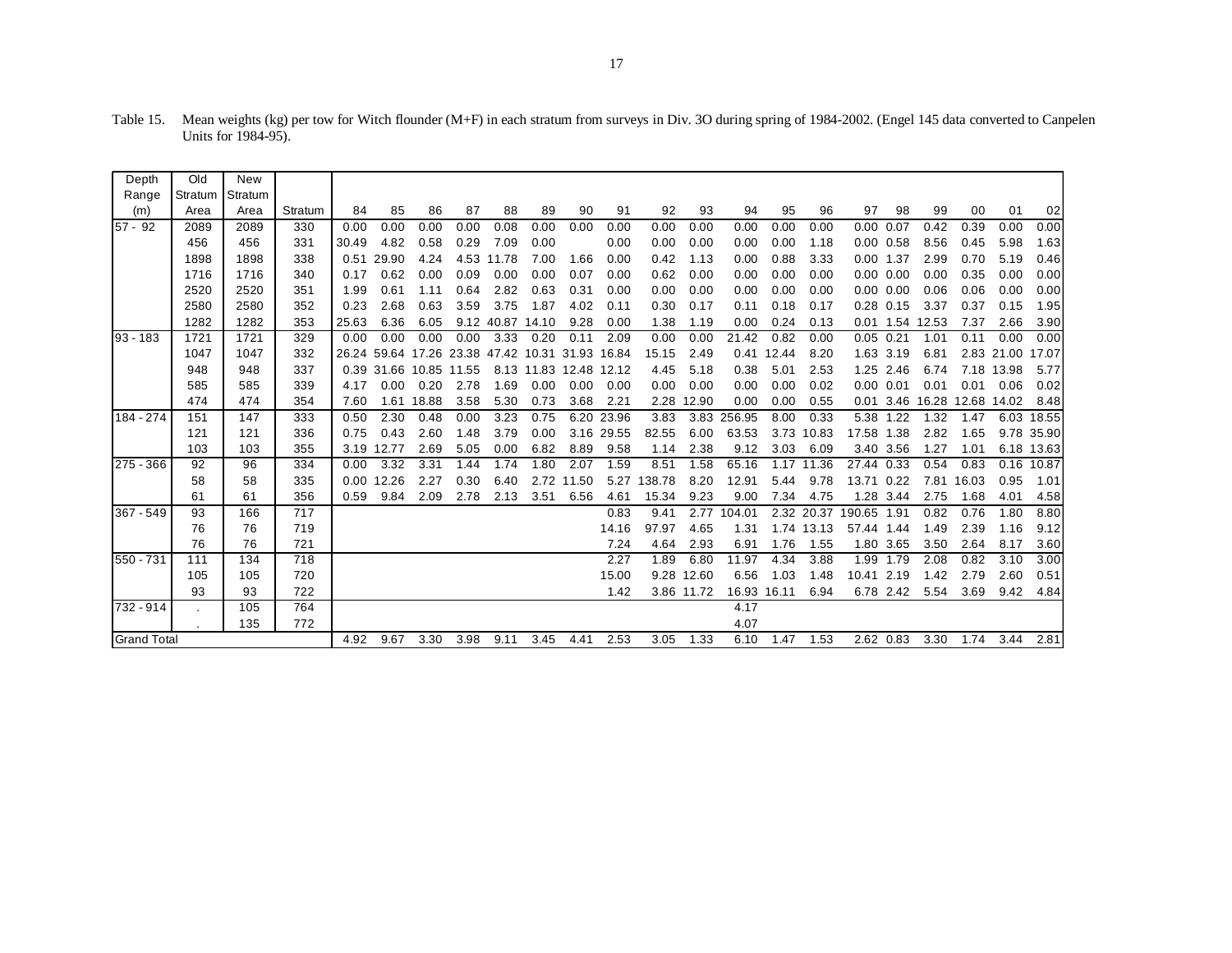Table 15. Mean weights (kg) per tow for Witch flounder (M+F) in each stratum from surveys in Div. 3O during spring of 1984-2002. (Engel 145 data converted to Canpelen Units for 1984-95).

| Depth Range (m) | Old Stratum Area | New Stratum Area | Stratum | 84 | 85 | 86 | 87 | 88 | 89 | 90 | 91 | 92 | 93 | 94 | 95 | 96 | 97 | 98 | 99 | 00 | 01 | 02 |
|---|---|---|---|---|---|---|---|---|---|---|---|---|---|---|---|---|---|---|---|---|---|---|
| 57 - 92 | 2089 | 2089 | 330 | 0.00 | 0.00 | 0.00 | 0.00 | 0.08 | 0.00 | 0.00 | 0.00 | 0.00 | 0.00 | 0.00 | 0.00 | 0.00 | 0.00 | 0.07 | 0.42 | 0.39 | 0.00 | 0.00 |
| | 456 | 456 | 331 | 30.49 | 4.82 | 0.58 | 0.29 | 7.09 | 0.00 | | 0.00 | 0.00 | 0.00 | 0.00 | 0.00 | 1.18 | 0.00 | 0.58 | 8.56 | 0.45 | 5.98 | 1.63 |
| | 1898 | 1898 | 338 | 0.51 | 29.90 | 4.24 | 4.53 | 11.78 | 7.00 | 1.66 | 0.00 | 0.42 | 1.13 | 0.00 | 0.88 | 3.33 | 0.00 | 1.37 | 2.99 | 0.70 | 5.19 | 0.46 |
| | 1716 | 1716 | 340 | 0.17 | 0.62 | 0.00 | 0.09 | 0.00 | 0.00 | 0.07 | 0.00 | 0.62 | 0.00 | 0.00 | 0.00 | 0.00 | 0.00 | 0.00 | 0.00 | 0.35 | 0.00 | 0.00 |
| | 2520 | 2520 | 351 | 1.99 | 0.61 | 1.11 | 0.64 | 2.82 | 0.63 | 0.31 | 0.00 | 0.00 | 0.00 | 0.00 | 0.00 | 0.00 | 0.00 | 0.00 | 0.06 | 0.06 | 0.00 | 0.00 |
| | 2580 | 2580 | 352 | 0.23 | 2.68 | 0.63 | 3.59 | 3.75 | 1.87 | 4.02 | 0.11 | 0.30 | 0.17 | 0.11 | 0.18 | 0.17 | 0.28 | 0.15 | 3.37 | 0.37 | 0.15 | 1.95 |
| | 1282 | 1282 | 353 | 25.63 | 6.36 | 6.05 | 9.12 | 40.87 | 14.10 | 9.28 | 0.00 | 1.38 | 1.19 | 0.00 | 0.24 | 0.13 | 0.01 | 1.54 | 12.53 | 7.37 | 2.66 | 3.90 |
| 93 - 183 | 1721 | 1721 | 329 | 0.00 | 0.00 | 0.00 | 0.00 | 3.33 | 0.20 | 0.11 | 2.09 | 0.00 | 0.00 | 21.42 | 0.82 | 0.00 | 0.05 | 0.21 | 1.01 | 0.11 | 0.00 | 0.00 |
| | 1047 | 1047 | 332 | 26.24 | 59.64 | 17.26 | 23.38 | 47.42 | 10.31 | 31.93 | 16.84 | 15.15 | 2.49 | 0.41 | 12.44 | 8.20 | 1.63 | 3.19 | 6.81 | 2.83 | 21.00 | 17.07 |
| | 948 | 948 | 337 | 0.39 | 31.66 | 10.85 | 11.55 | 8.13 | 11.83 | 12.48 | 12.12 | 4.45 | 5.18 | 0.38 | 5.01 | 2.53 | 1.25 | 2.46 | 6.74 | 7.18 | 13.98 | 5.77 |
| | 585 | 585 | 339 | 4.17 | 0.00 | 0.20 | 2.78 | 1.69 | 0.00 | 0.00 | 0.00 | 0.00 | 0.00 | 0.00 | 0.00 | 0.02 | 0.00 | 0.01 | 0.01 | 0.01 | 0.06 | 0.02 |
| | 474 | 474 | 354 | 7.60 | 1.61 | 18.88 | 3.58 | 5.30 | 0.73 | 3.68 | 2.21 | 2.28 | 12.90 | 0.00 | 0.00 | 0.55 | 0.01 | 3.46 | 16.28 | 12.68 | 14.02 | 8.48 |
| 184 - 274 | 151 | 147 | 333 | 0.50 | 2.30 | 0.48 | 0.00 | 3.23 | 0.75 | 6.20 | 23.96 | 3.83 | 3.83 | 256.95 | 8.00 | 0.33 | 5.38 | 1.22 | 1.32 | 1.47 | 6.03 | 18.55 |
| | 121 | 121 | 336 | 0.75 | 0.43 | 2.60 | 1.48 | 3.79 | 0.00 | 3.16 | 29.55 | 82.55 | 6.00 | 63.53 | 3.73 | 10.83 | 17.58 | 1.38 | 2.82 | 1.65 | 9.78 | 35.90 |
| | 103 | 103 | 355 | 3.19 | 12.77 | 2.69 | 5.05 | 0.00 | 6.82 | 8.89 | 9.58 | 1.14 | 2.38 | 9.12 | 3.03 | 6.09 | 3.40 | 3.56 | 1.27 | 1.01 | 6.18 | 13.63 |
| 275 - 366 | 92 | 96 | 334 | 0.00 | 3.32 | 3.31 | 1.44 | 1.74 | 1.80 | 2.07 | 1.59 | 8.51 | 1.58 | 65.16 | 1.17 | 11.36 | 27.44 | 0.33 | 0.54 | 0.83 | 0.16 | 10.87 |
| | 58 | 58 | 335 | 0.00 | 12.26 | 2.27 | 0.30 | 6.40 | 2.72 | 11.50 | 5.27 | 138.78 | 8.20 | 12.91 | 5.44 | 9.78 | 13.71 | 0.22 | 7.81 | 16.03 | 0.95 | 1.01 |
| | 61 | 61 | 356 | 0.59 | 9.84 | 2.09 | 2.78 | 2.13 | 3.51 | 6.56 | 4.61 | 15.34 | 9.23 | 9.00 | 7.34 | 4.75 | 1.28 | 3.44 | 2.75 | 1.68 | 4.01 | 4.58 |
| 367 - 549 | 93 | 166 | 717 | | | | | | | | 0.83 | 9.41 | 2.77 | 104.01 | 2.32 | 20.37 | 190.65 | 1.91 | 0.82 | 0.76 | 1.80 | 8.80 |
| | 76 | 76 | 719 | | | | | | | | 14.16 | 97.97 | 4.65 | 1.31 | 1.74 | 13.13 | 57.44 | 1.44 | 1.49 | 2.39 | 1.16 | 9.12 |
| | 76 | 76 | 721 | | | | | | | | 7.24 | 4.64 | 2.93 | 6.91 | 1.76 | 1.55 | 1.80 | 3.65 | 3.50 | 2.64 | 8.17 | 3.60 |
| 550 - 731 | 111 | 134 | 718 | | | | | | | | 2.27 | 1.89 | 6.80 | 11.97 | 4.34 | 3.88 | 1.99 | 1.79 | 2.08 | 0.82 | 3.10 | 3.00 |
| | 105 | 105 | 720 | | | | | | | | 15.00 | 9.28 | 12.60 | 6.56 | 1.03 | 1.48 | 10.41 | 2.19 | 1.42 | 2.79 | 2.60 | 0.51 |
| | 93 | 93 | 722 | | | | | | | | 1.42 | 3.86 | 11.72 | 16.93 | 16.11 | 6.94 | 6.78 | 2.42 | 5.54 | 3.69 | 9.42 | 4.84 |
| 732 - 914 | . | 105 | 764 | | | | | | | | | | | 4.17 | | | | | | | | |
| | . | 135 | 772 | | | | | | | | | | | 4.07 | | | | | | | | |
| Grand Total | | | | 4.92 | 9.67 | 3.30 | 3.98 | 9.11 | 3.45 | 4.41 | 2.53 | 3.05 | 1.33 | 6.10 | 1.47 | 1.53 | 2.62 | 0.83 | 3.30 | 1.74 | 3.44 | 2.81 |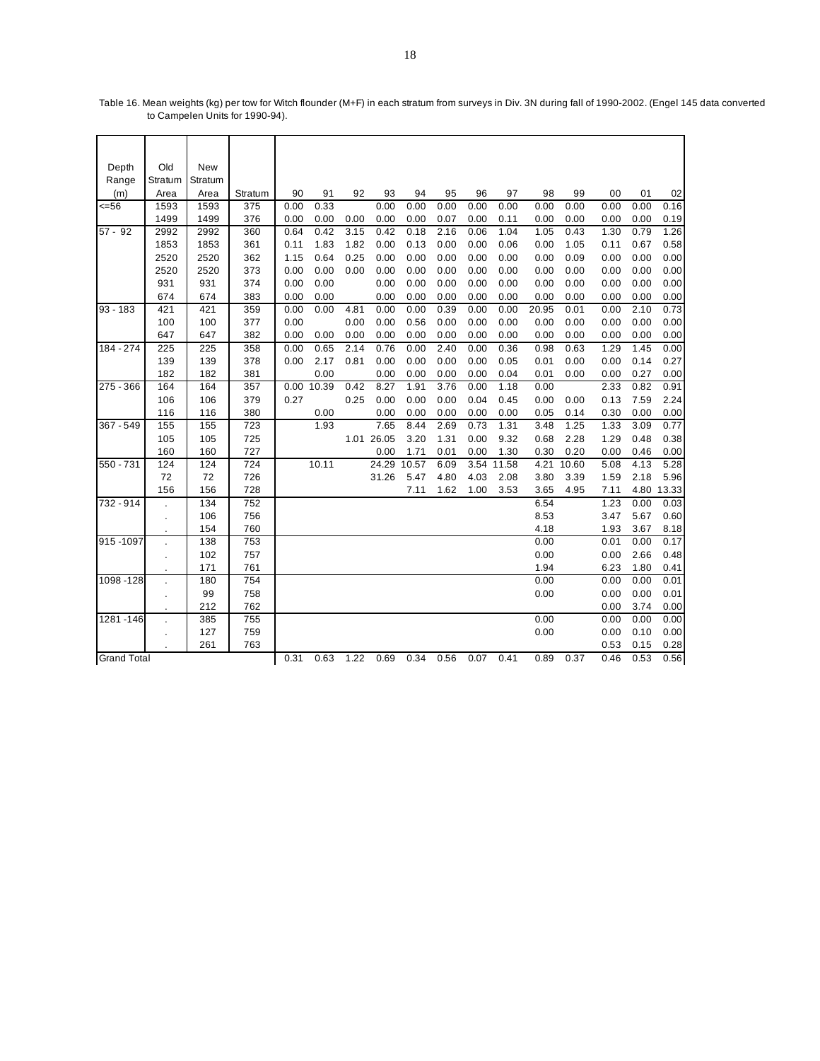Table 16. Mean weights (kg) per tow for Witch flounder (M+F) in each stratum from surveys in Div. 3N during fall of 1990-2002. (Engel 145 data converted to Campelen Units for 1990-94).

| Depth Range (m) | Old Stratum Area | New Stratum Area | Stratum | 90 | 91 | 92 | 93 | 94 | 95 | 96 | 97 | 98 | 99 | 00 | 01 | 02 |
|---|---|---|---|---|---|---|---|---|---|---|---|---|---|---|---|---|
| <=56 | 1593 | 1593 | 375 | 0.00 | 0.33 | | 0.00 | 0.00 | 0.00 | 0.00 | 0.00 | 0.00 | 0.00 | 0.00 | 0.00 | 0.16 |
| | 1499 | 1499 | 376 | 0.00 | 0.00 | 0.00 | 0.00 | 0.00 | 0.07 | 0.00 | 0.11 | 0.00 | 0.00 | 0.00 | 0.00 | 0.19 |
| 57 - 92 | 2992 | 2992 | 360 | 0.64 | 0.42 | 3.15 | 0.42 | 0.18 | 2.16 | 0.06 | 1.04 | 1.05 | 0.43 | 1.30 | 0.79 | 1.26 |
| | 1853 | 1853 | 361 | 0.11 | 1.83 | 1.82 | 0.00 | 0.13 | 0.00 | 0.00 | 0.06 | 0.00 | 1.05 | 0.11 | 0.67 | 0.58 |
| | 2520 | 2520 | 362 | 1.15 | 0.64 | 0.25 | 0.00 | 0.00 | 0.00 | 0.00 | 0.00 | 0.00 | 0.09 | 0.00 | 0.00 | 0.00 |
| | 2520 | 2520 | 373 | 0.00 | 0.00 | 0.00 | 0.00 | 0.00 | 0.00 | 0.00 | 0.00 | 0.00 | 0.00 | 0.00 | 0.00 | 0.00 |
| | 931 | 931 | 374 | 0.00 | 0.00 | | 0.00 | 0.00 | 0.00 | 0.00 | 0.00 | 0.00 | 0.00 | 0.00 | 0.00 | 0.00 |
| | 674 | 674 | 383 | 0.00 | 0.00 | | 0.00 | 0.00 | 0.00 | 0.00 | 0.00 | 0.00 | 0.00 | 0.00 | 0.00 | 0.00 |
| 93 - 183 | 421 | 421 | 359 | 0.00 | 0.00 | 4.81 | 0.00 | 0.00 | 0.39 | 0.00 | 0.00 | 20.95 | 0.01 | 0.00 | 2.10 | 0.73 |
| | 100 | 100 | 377 | 0.00 | | 0.00 | 0.00 | 0.56 | 0.00 | 0.00 | 0.00 | 0.00 | 0.00 | 0.00 | 0.00 | 0.00 |
| | 647 | 647 | 382 | 0.00 | 0.00 | 0.00 | 0.00 | 0.00 | 0.00 | 0.00 | 0.00 | 0.00 | 0.00 | 0.00 | 0.00 | 0.00 |
| 184 - 274 | 225 | 225 | 358 | 0.00 | 0.65 | 2.14 | 0.76 | 0.00 | 2.40 | 0.00 | 0.36 | 0.98 | 0.63 | 1.29 | 1.45 | 0.00 |
| | 139 | 139 | 378 | 0.00 | 2.17 | 0.81 | 0.00 | 0.00 | 0.00 | 0.00 | 0.05 | 0.01 | 0.00 | 0.00 | 0.14 | 0.27 |
| | 182 | 182 | 381 | | 0.00 | | 0.00 | 0.00 | 0.00 | 0.00 | 0.04 | 0.01 | 0.00 | 0.00 | 0.27 | 0.00 |
| 275 - 366 | 164 | 164 | 357 | 0.00 | 10.39 | 0.42 | 8.27 | 1.91 | 3.76 | 0.00 | 1.18 | 0.00 | | 2.33 | 0.82 | 0.91 |
| | 106 | 106 | 379 | 0.27 | | 0.25 | 0.00 | 0.00 | 0.00 | 0.04 | 0.45 | 0.00 | 0.00 | 0.13 | 7.59 | 2.24 |
| | 116 | 116 | 380 | | 0.00 | | 0.00 | 0.00 | 0.00 | 0.00 | 0.00 | 0.05 | 0.14 | 0.30 | 0.00 | 0.00 |
| 367 - 549 | 155 | 155 | 723 | | 1.93 | | 7.65 | 8.44 | 2.69 | 0.73 | 1.31 | 3.48 | 1.25 | 1.33 | 3.09 | 0.77 |
| | 105 | 105 | 725 | | | 1.01 | 26.05 | 3.20 | 1.31 | 0.00 | 9.32 | 0.68 | 2.28 | 1.29 | 0.48 | 0.38 |
| | 160 | 160 | 727 | | | | 0.00 | 1.71 | 0.01 | 0.00 | 1.30 | 0.30 | 0.20 | 0.00 | 0.46 | 0.00 |
| 550 - 731 | 124 | 124 | 724 | | 10.11 | | 24.29 | 10.57 | 6.09 | 3.54 | 11.58 | 4.21 | 10.60 | 5.08 | 4.13 | 5.28 |
| | 72 | 72 | 726 | | | | 31.26 | 5.47 | 4.80 | 4.03 | 2.08 | 3.80 | 3.39 | 1.59 | 2.18 | 5.96 |
| | 156 | 156 | 728 | | | | | 7.11 | 1.62 | 1.00 | 3.53 | 3.65 | 4.95 | 7.11 | 4.80 | 13.33 |
| 732 - 914 | . | 134 | 752 | | | | | | | | | 6.54 | | 1.23 | 0.00 | 0.03 |
| | . | 106 | 756 | | | | | | | | | 8.53 | | 3.47 | 5.67 | 0.60 |
| | . | 154 | 760 | | | | | | | | | 4.18 | | 1.93 | 3.67 | 8.18 |
| 915 -1097 | . | 138 | 753 | | | | | | | | | 0.00 | | 0.01 | 0.00 | 0.17 |
| | . | 102 | 757 | | | | | | | | | 0.00 | | 0.00 | 2.66 | 0.48 |
| | . | 171 | 761 | | | | | | | | | 1.94 | | 6.23 | 1.80 | 0.41 |
| 1098 -128 | . | 180 | 754 | | | | | | | | | 0.00 | | 0.00 | 0.00 | 0.01 |
| | . | 99 | 758 | | | | | | | | | 0.00 | | 0.00 | 0.00 | 0.01 |
| | . | 212 | 762 | | | | | | | | | | | 0.00 | 3.74 | 0.00 |
| 1281 -146 | . | 385 | 755 | | | | | | | | | 0.00 | | 0.00 | 0.00 | 0.00 |
| | . | 127 | 759 | | | | | | | | | 0.00 | | 0.00 | 0.10 | 0.00 |
| | . | 261 | 763 | | | | | | | | | | | 0.53 | 0.15 | 0.28 |
| Grand Total | | | | 0.31 | 0.63 | 1.22 | 0.69 | 0.34 | 0.56 | 0.07 | 0.41 | 0.89 | 0.37 | 0.46 | 0.53 | 0.56 |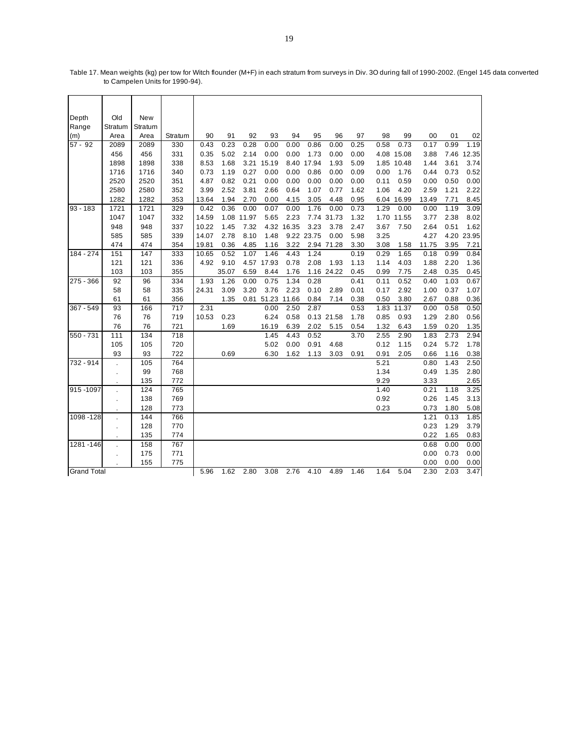Table 17. Mean weights (kg) per tow for Witch flounder (M+F) in each stratum from surveys in Div. 3O during fall of 1990-2002. (Engel 145 data converted to Campelen Units for 1990-94).

| Depth Range (m) | Old Stratum Area | New Stratum Area | Stratum | 90 | 91 | 92 | 93 | 94 | 95 | 96 | 97 | 98 | 99 | 00 | 01 | 02 |
|---|---|---|---|---|---|---|---|---|---|---|---|---|---|---|---|---|
| 57 - 92 | 2089 | 2089 | 330 | 0.43 | 0.23 | 0.28 | 0.00 | 0.00 | 0.86 | 0.00 | 0.25 | 0.58 | 0.73 | 0.17 | 0.99 | 1.19 |
| | 456 | 456 | 331 | 0.35 | 5.02 | 2.14 | 0.00 | 0.00 | 1.73 | 0.00 | 0.00 | 4.08 | 15.08 | 3.88 | 7.46 | 12.35 |
| | 1898 | 1898 | 338 | 8.53 | 1.68 | 3.21 | 15.19 | 8.40 | 17.94 | 1.93 | 5.09 | 1.85 | 10.48 | 1.44 | 3.61 | 3.74 |
| | 1716 | 1716 | 340 | 0.73 | 1.19 | 0.27 | 0.00 | 0.00 | 0.86 | 0.00 | 0.09 | 0.00 | 1.76 | 0.44 | 0.73 | 0.52 |
| | 2520 | 2520 | 351 | 4.87 | 0.82 | 0.21 | 0.00 | 0.00 | 0.00 | 0.00 | 0.00 | 0.11 | 0.59 | 0.00 | 0.50 | 0.00 |
| | 2580 | 2580 | 352 | 3.99 | 2.52 | 3.81 | 2.66 | 0.64 | 1.07 | 0.77 | 1.62 | 1.06 | 4.20 | 2.59 | 1.21 | 2.22 |
| | 1282 | 1282 | 353 | 13.64 | 1.94 | 2.70 | 0.00 | 4.15 | 3.05 | 4.48 | 0.95 | 6.04 | 16.99 | 13.49 | 7.71 | 8.45 |
| 93 - 183 | 1721 | 1721 | 329 | 0.42 | 0.36 | 0.00 | 0.07 | 0.00 | 1.76 | 0.00 | 0.73 | 1.29 | 0.00 | 0.00 | 1.19 | 3.09 |
| | 1047 | 1047 | 332 | 14.59 | 1.08 | 11.97 | 5.65 | 2.23 | 7.74 | 31.73 | 1.32 | 1.70 | 11.55 | 3.77 | 2.38 | 8.02 |
| | 948 | 948 | 337 | 10.22 | 1.45 | 7.32 | 4.32 | 16.35 | 3.23 | 3.78 | 2.47 | 3.67 | 7.50 | 2.64 | 0.51 | 1.62 |
| | 585 | 585 | 339 | 14.07 | 2.78 | 8.10 | 1.48 | 9.22 | 23.75 | 0.00 | 5.98 | 3.25 | | 4.27 | 4.20 | 23.95 |
| | 474 | 474 | 354 | 19.81 | 0.36 | 4.85 | 1.16 | 3.22 | 2.94 | 71.28 | 3.30 | 3.08 | 1.58 | 11.75 | 3.95 | 7.21 |
| 184 - 274 | 151 | 147 | 333 | 10.65 | 0.52 | 1.07 | 1.46 | 4.43 | 1.24 | | 0.19 | 0.29 | 1.65 | 0.18 | 0.99 | 0.84 |
| | 121 | 121 | 336 | 4.92 | 9.10 | 4.57 | 17.93 | 0.78 | 2.08 | 1.93 | 1.13 | 1.14 | 4.03 | 1.88 | 2.20 | 1.36 |
| | 103 | 103 | 355 | | 35.07 | 6.59 | 8.44 | 1.76 | 1.16 | 24.22 | 0.45 | 0.99 | 7.75 | 2.48 | 0.35 | 0.45 |
| 275 - 366 | 92 | 96 | 334 | 1.93 | 1.26 | 0.00 | 0.75 | 1.34 | 0.28 | | 0.41 | 0.11 | 0.52 | 0.40 | 1.03 | 0.67 |
| | 58 | 58 | 335 | 24.31 | 3.09 | 3.20 | 3.76 | 2.23 | 0.10 | 2.89 | 0.01 | 0.17 | 2.92 | 1.00 | 0.37 | 1.07 |
| | 61 | 61 | 356 | | 1.35 | 0.81 | 51.23 | 11.66 | 0.84 | 7.14 | 0.38 | 0.50 | 3.80 | 2.67 | 0.88 | 0.36 |
| 367 - 549 | 93 | 166 | 717 | 2.31 | | | 0.00 | 2.50 | 2.87 | | 0.53 | 1.83 | 11.37 | 0.00 | 0.58 | 0.50 |
| | 76 | 76 | 719 | 10.53 | 0.23 | | 6.24 | 0.58 | 0.13 | 21.58 | 1.78 | 0.85 | 0.93 | 1.29 | 2.80 | 0.56 |
| | 76 | 76 | 721 | | 1.69 | | 16.19 | 6.39 | 2.02 | 5.15 | 0.54 | 1.32 | 6.43 | 1.59 | 0.20 | 1.35 |
| 550 - 731 | 111 | 134 | 718 | | | | 1.45 | 4.43 | 0.52 | | 3.70 | 2.55 | 2.90 | 1.83 | 2.73 | 2.94 |
| | 105 | 105 | 720 | | | | 5.02 | 0.00 | 0.91 | 4.68 | | 0.12 | 1.15 | 0.24 | 5.72 | 1.78 |
| | 93 | 93 | 722 | | 0.69 | | 6.30 | 1.62 | 1.13 | 3.03 | 0.91 | 0.91 | 2.05 | 0.66 | 1.16 | 0.38 |
| 732 - 914 | . | 105 | 764 | | | | | | | | | 5.21 | | 0.80 | 1.43 | 2.50 |
| | . | 99 | 768 | | | | | | | | | 1.34 | | 0.49 | 1.35 | 2.80 |
| | . | 135 | 772 | | | | | | | | | 9.29 | | 3.33 | | 2.65 |
| 915 -1097 | . | 124 | 765 | | | | | | | | | 1.40 | | 0.21 | 1.18 | 3.25 |
| | . | 138 | 769 | | | | | | | | | 0.92 | | 0.26 | 1.45 | 3.13 |
| | . | 128 | 773 | | | | | | | | | 0.23 | | 0.73 | 1.80 | 5.08 |
| 1098 -128 | . | 144 | 766 | | | | | | | | | | | 1.21 | 0.13 | 1.85 |
| | . | 128 | 770 | | | | | | | | | | | 0.23 | 1.29 | 3.79 |
| | . | 135 | 774 | | | | | | | | | | | 0.22 | 1.65 | 0.83 |
| 1281 -146 | . | 158 | 767 | | | | | | | | | | | 0.68 | 0.00 | 0.00 |
| | . | 175 | 771 | | | | | | | | | | | 0.00 | 0.73 | 0.00 |
| | . | 155 | 775 | | | | | | | | | | | 0.00 | 0.00 | 0.00 |
| Grand Total | | | | 5.96 | 1.62 | 2.80 | 3.08 | 2.76 | 4.10 | 4.89 | 1.46 | 1.64 | 5.04 | 2.30 | 2.03 | 3.47 |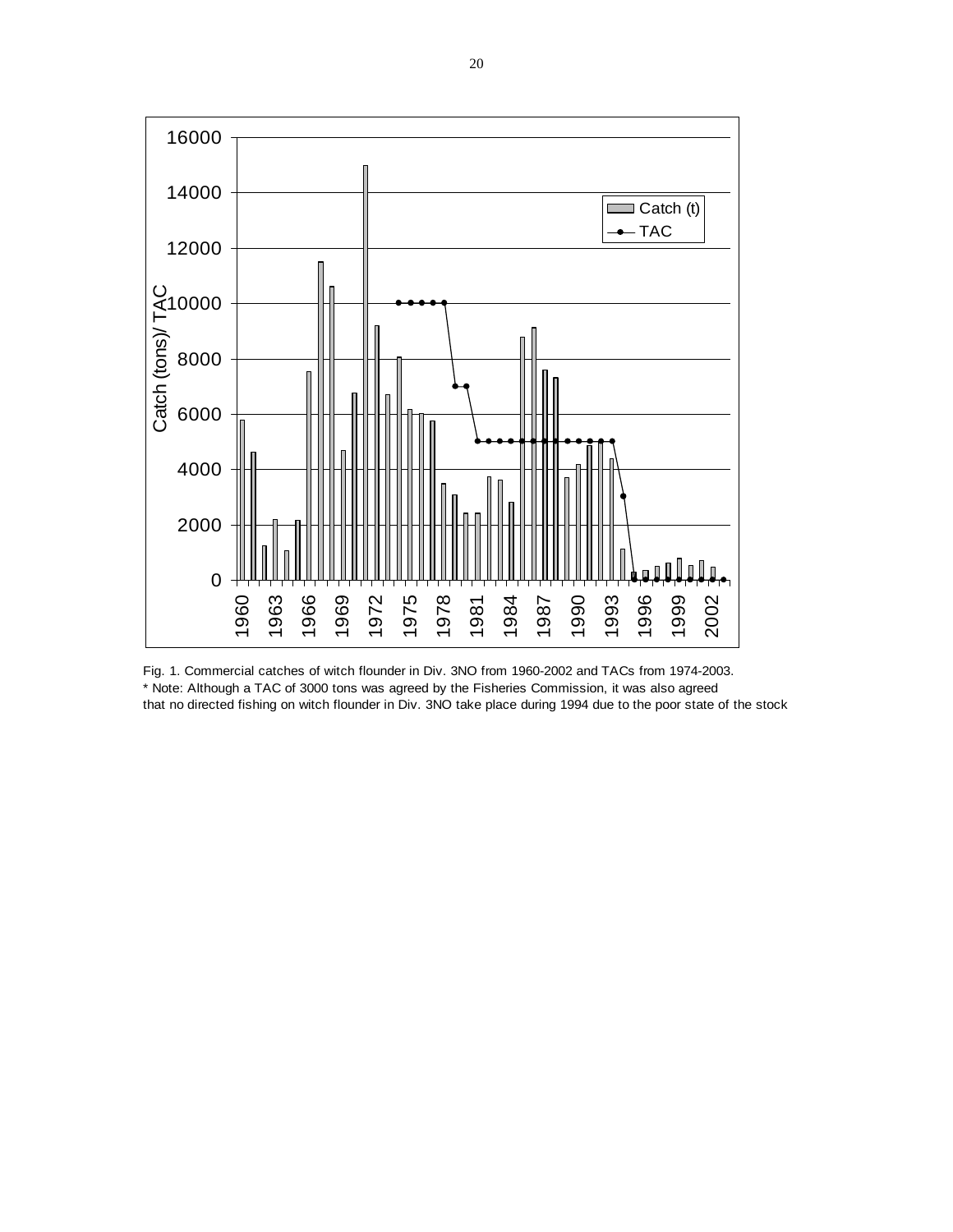Fig. 1. Commercial catches of witch flounder in Div. 3NO from 1960-2002 and TACs from 1974-2003.
* Note: Although a TAC of 3000 tons was agreed by the Fisheries Commission, it was also agreed that no directed fishing on witch flounder in Div. 3NO take place during 1994 due to the poor state of the stock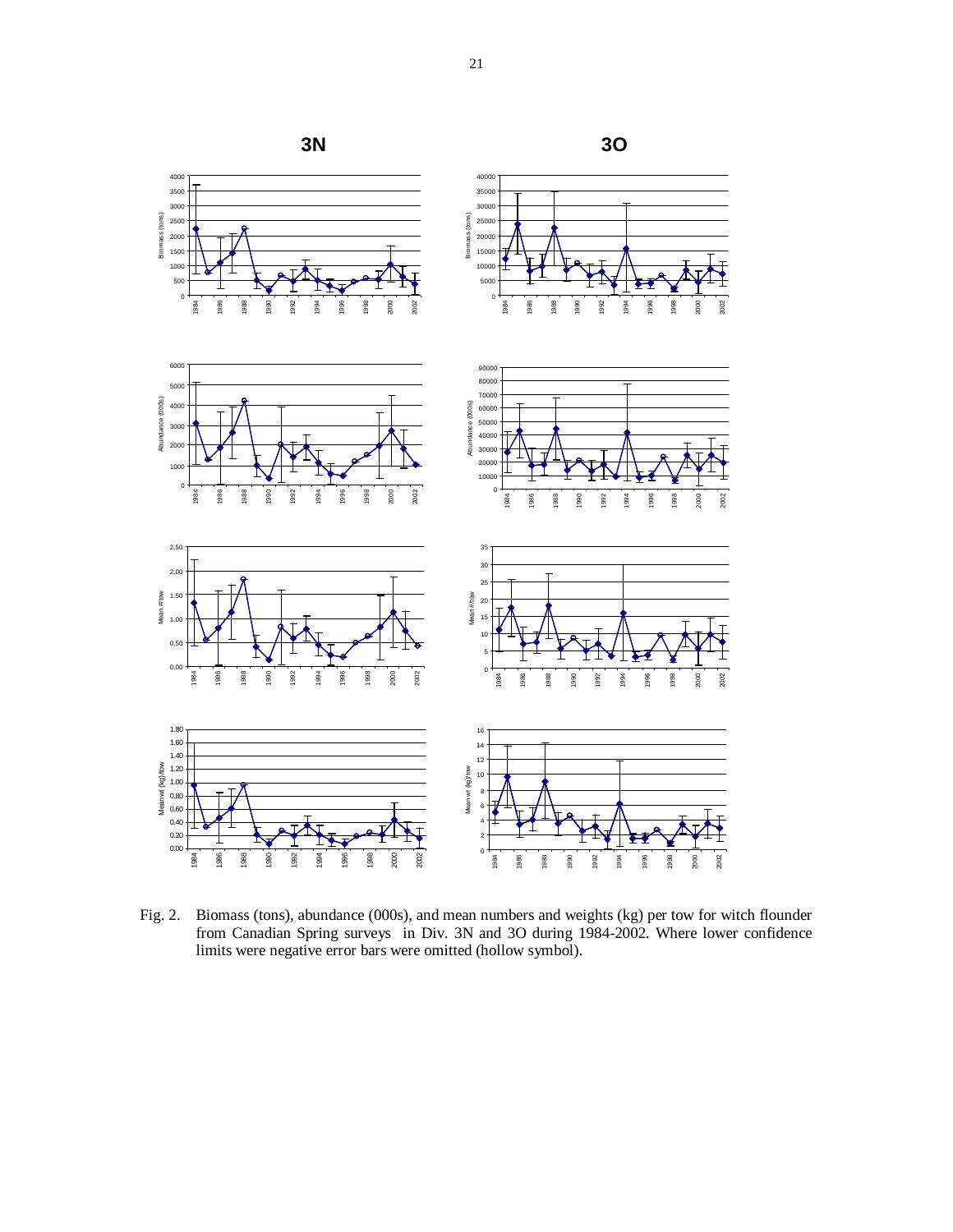Fig. 2. Biomass (tons), abundance (000s), and mean numbers and weights (kg) per tow for witch flounder from Canadian Spring surveys in Div. 3N and 3O during 1984-2002. Where lower confidence limits were negative error bars were omitted (hollow symbol).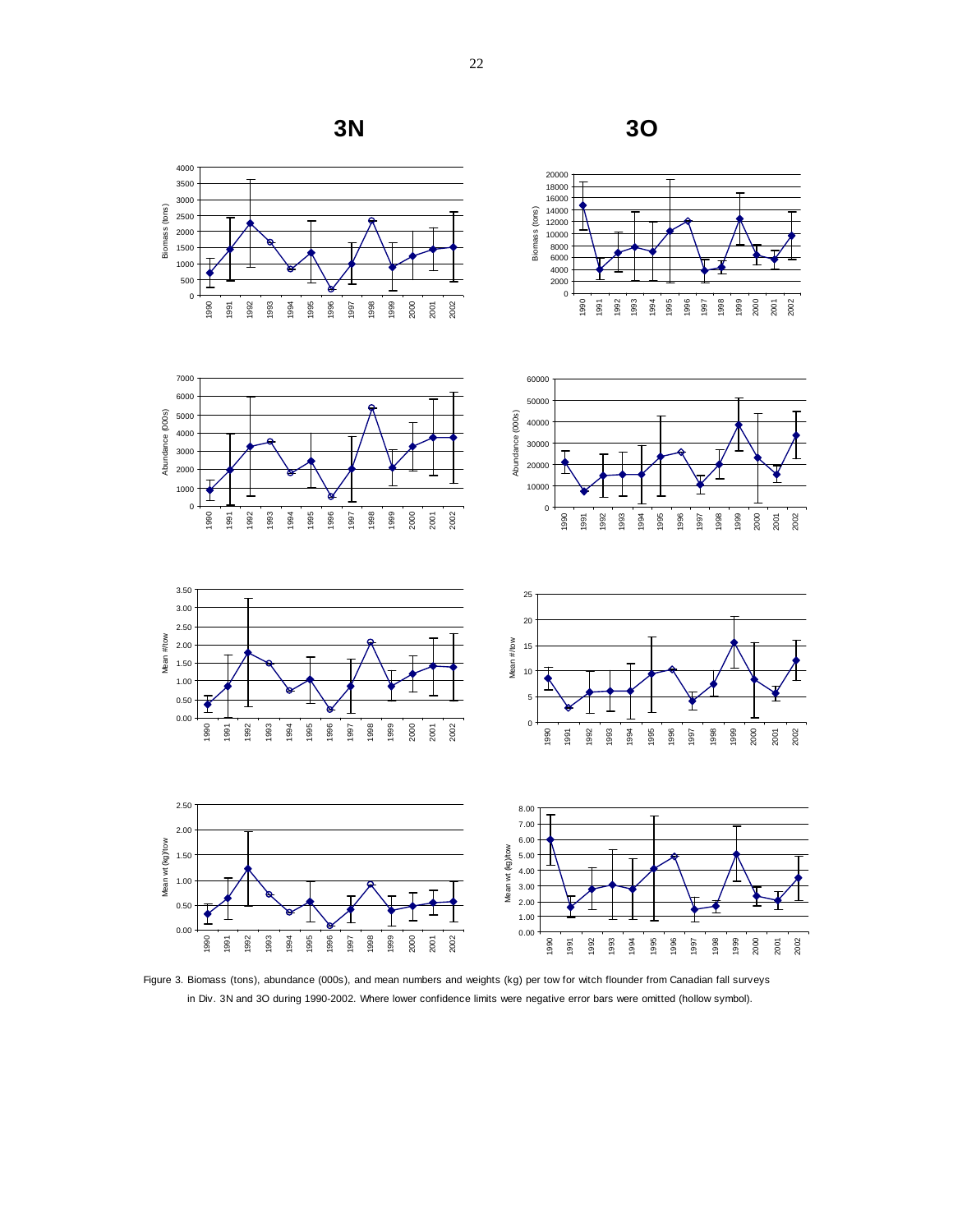**3N** **3O**

Figure 3. Biomass (tons), abundance (000s), and mean numbers and weights (kg) per tow for witch flounder from Canadian fall surveys in Div. 3N and 3O during 1990-2002. Where lower confidence limits were negative error bars were omitted (hollow symbol).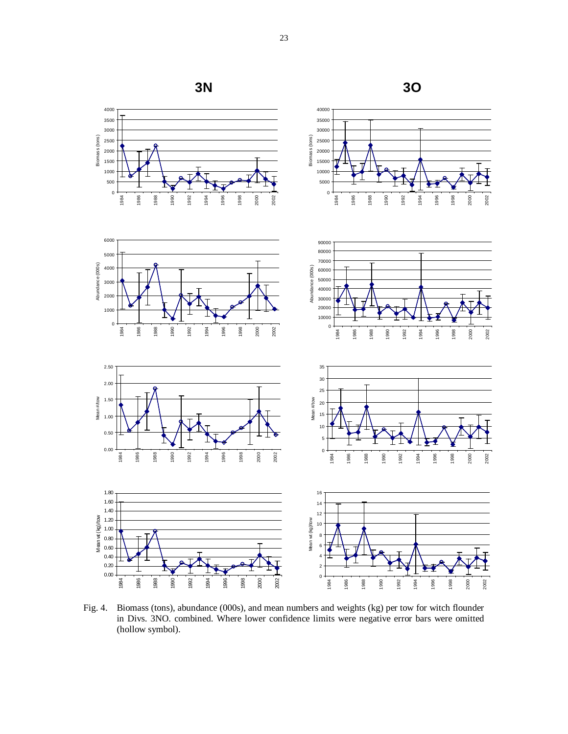Fig. 4. Biomass (tons), abundance (000s), and mean numbers and weights (kg) per tow for witch flounder in Divs. 3NO. combined. Where lower confidence limits were negative error bars were omitted (hollow symbol).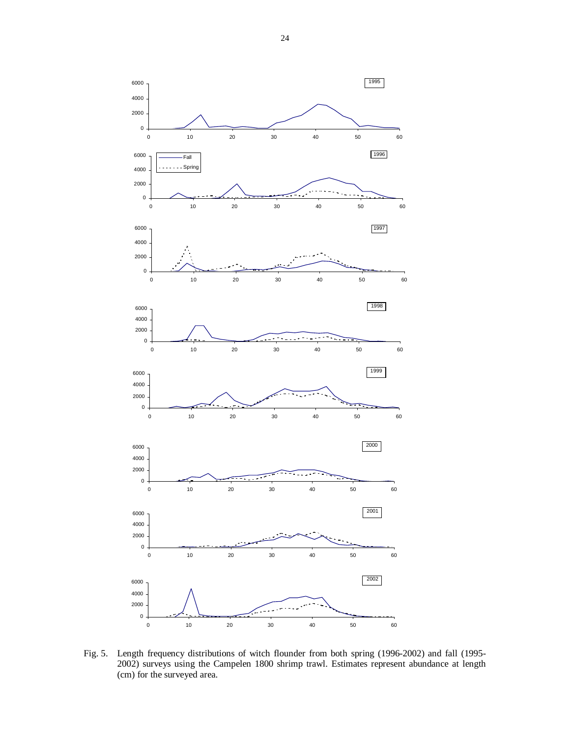Fig. 5. Length frequency distributions of witch flounder from both spring (1996-2002) and fall (1995-2002) surveys using the Campelen 1800 shrimp trawl. Estimates represent abundance at length (cm) for the surveyed area.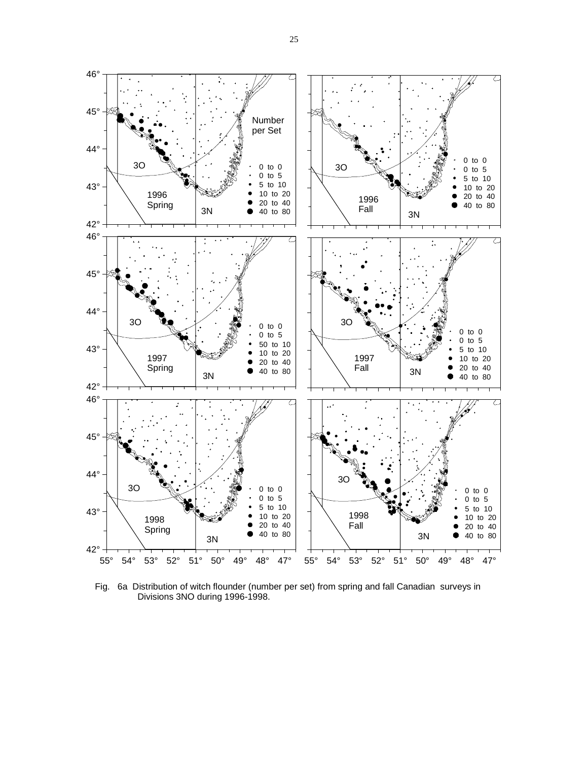Fig. 6a Distribution of witch flounder (number per set) from spring and fall Canadian surveys in Divisions 3NO during 1996-1998.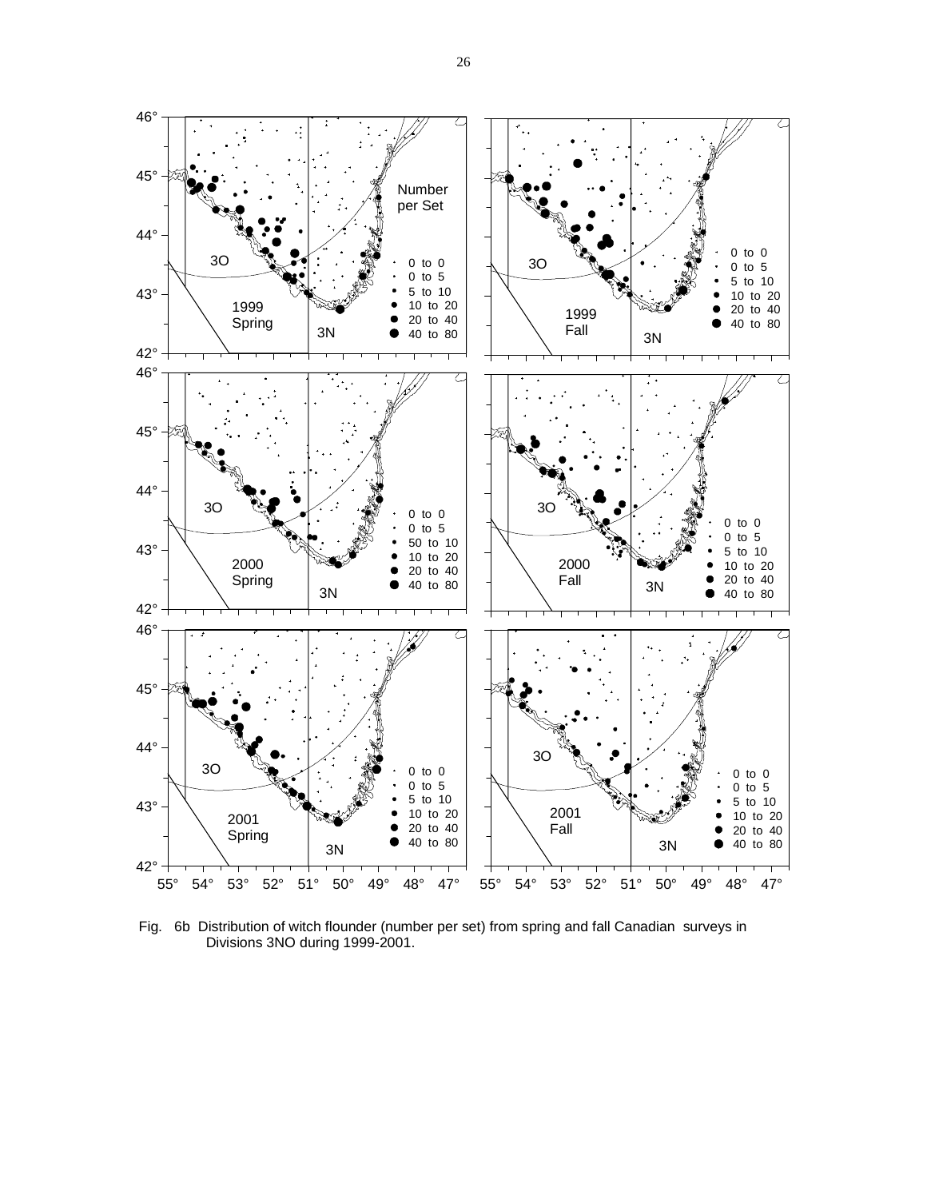Fig. 6b Distribution of witch flounder (number per set) from spring and fall Canadian surveys in Divisions 3NO during 1999-2001.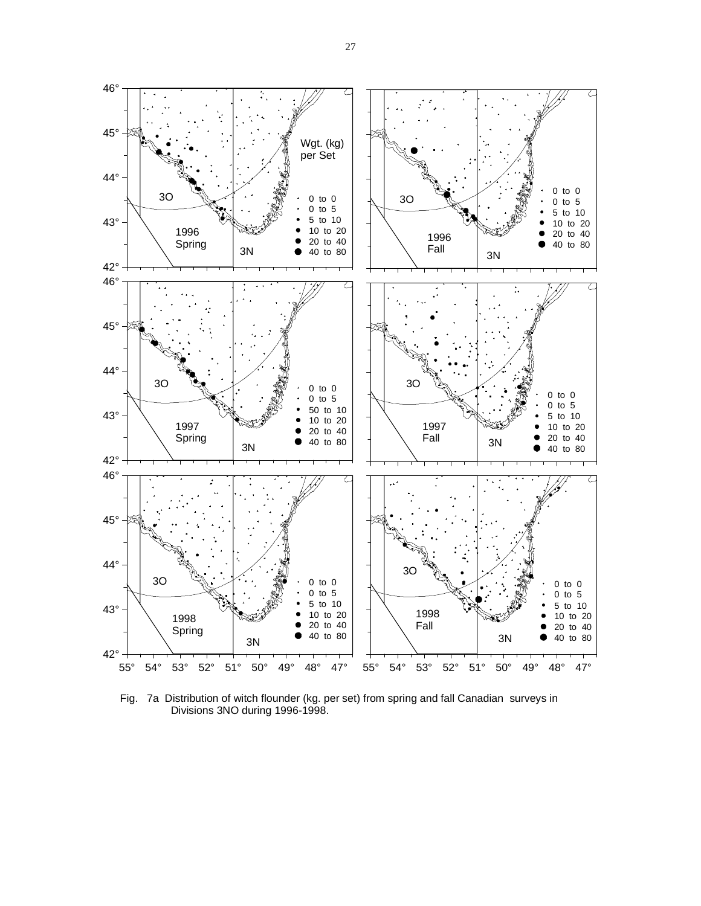Fig. 7a Distribution of witch flounder (kg. per set) from spring and fall Canadian surveys in Divisions 3NO during 1996-1998.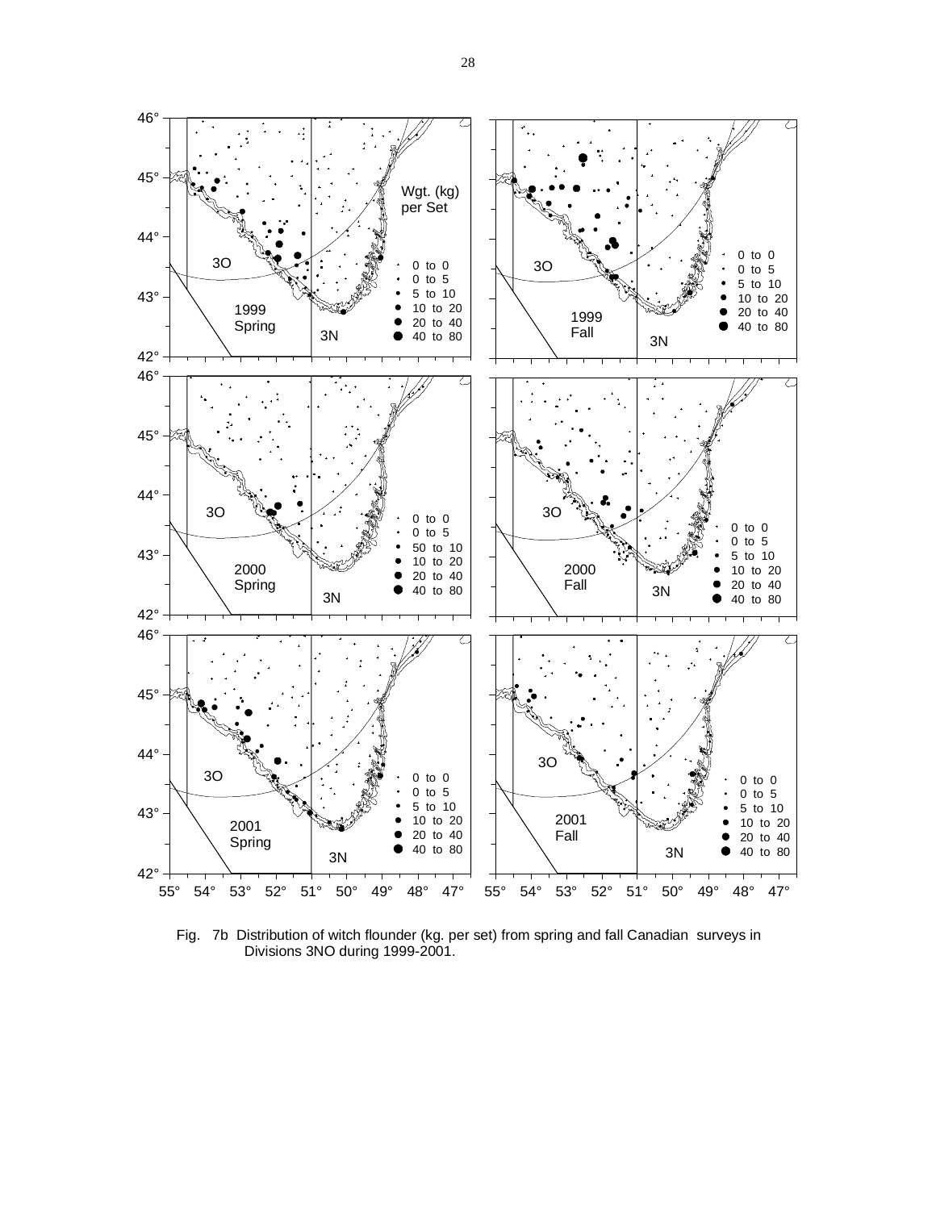Fig. 7b Distribution of witch flounder (kg. per set) from spring and fall Canadian surveys in Divisions 3NO during 1999-2001.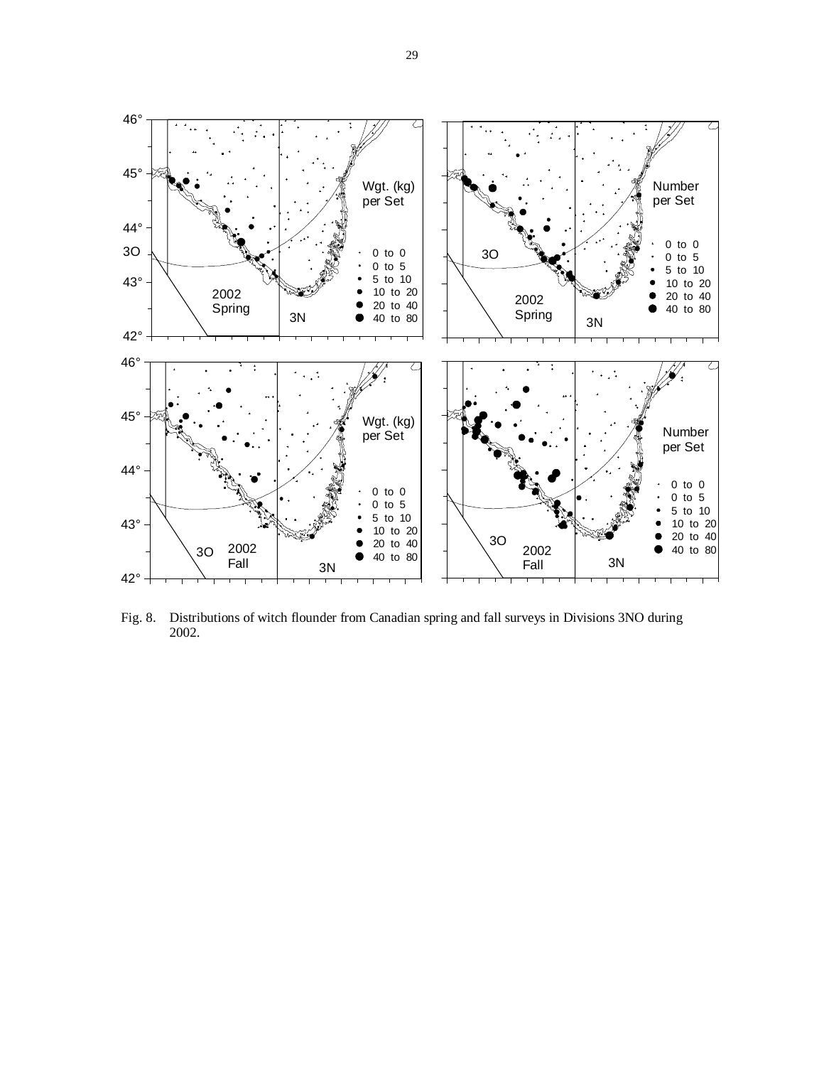46°

45°

44°

3O

43°

42°

Wgt. (kg) per Set

0 to 0
0 to 5
5 to 10
10 to 20
20 to 40
40 to 80

2002 Spring

3N

3O

Number per Set

0 to 0
0 to 5
5 to 10
10 to 20
20 to 40
40 to 80

2002 Spring

3N

46°

45°

44°

43°

42°

Wgt. (kg) per Set

0 to 0
0 to 5
5 to 10
10 to 20
20 to 40
40 to 80

3O

2002 Fall

3N

Number per Set

0 to 0
0 to 5
5 to 10
10 to 20
20 to 40
40 to 80

3O

2002 Fall

3N

Fig. 8. Distributions of witch flounder from Canadian spring and fall surveys in Divisions 3NO during 2002.